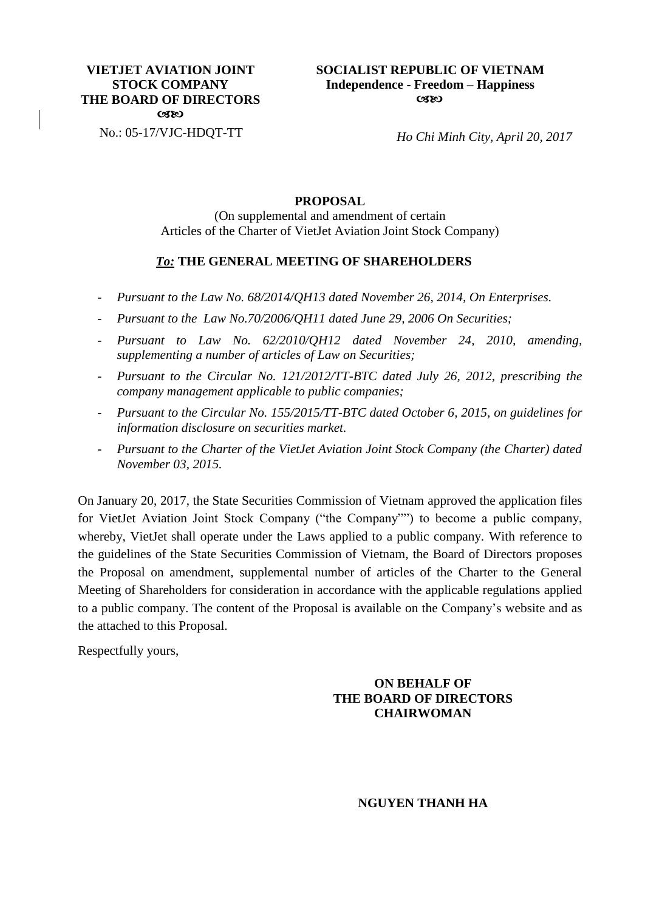**VIETJET AVIATION JOINT STOCK COMPANY**
**THE BOARD OF DIRECTORS**
ᴓᴕ

No.: 05-17/VJC-HDQT-TT

**SOCIALIST REPUBLIC OF VIETNAM**
**Independence - Freedom – Happiness**
ᴓᴕ

*Ho Chi Minh City, April 20, 2017*

# PROPOSAL

(On supplemental and amendment of certain Articles of the Charter of VietJet Aviation Joint Stock Company)

***To:*** **THE GENERAL MEETING OF SHAREHOLDERS**

- *Pursuant to the Law No. 68/2014/QH13 dated November 26, 2014, On Enterprises.*
- *Pursuant to the Law No.70/2006/QH11 dated June 29, 2006 On Securities;*
- *Pursuant to Law No. 62/2010/QH12 dated November 24, 2010, amending, supplementing a number of articles of Law on Securities;*
- *Pursuant to the Circular No. 121/2012/TT-BTC dated July 26, 2012, prescribing the company management applicable to public companies;*
- *Pursuant to the Circular No. 155/2015/TT-BTC dated October 6, 2015, on guidelines for information disclosure on securities market.*
- *Pursuant to the Charter of the VietJet Aviation Joint Stock Company (the Charter) dated November 03, 2015.*

On January 20, 2017, the State Securities Commission of Vietnam approved the application files for VietJet Aviation Joint Stock Company ("the Company"") to become a public company, whereby, VietJet shall operate under the Laws applied to a public company. With reference to the guidelines of the State Securities Commission of Vietnam, the Board of Directors proposes the Proposal on amendment, supplemental number of articles of the Charter to the General Meeting of Shareholders for consideration in accordance with the applicable regulations applied to a public company. The content of the Proposal is available on the Company's website and as the attached to this Proposal.

Respectfully yours,

**ON BEHALF OF**
**THE BOARD OF DIRECTORS**
**CHAIRWOMAN**

**NGUYEN THANH HA**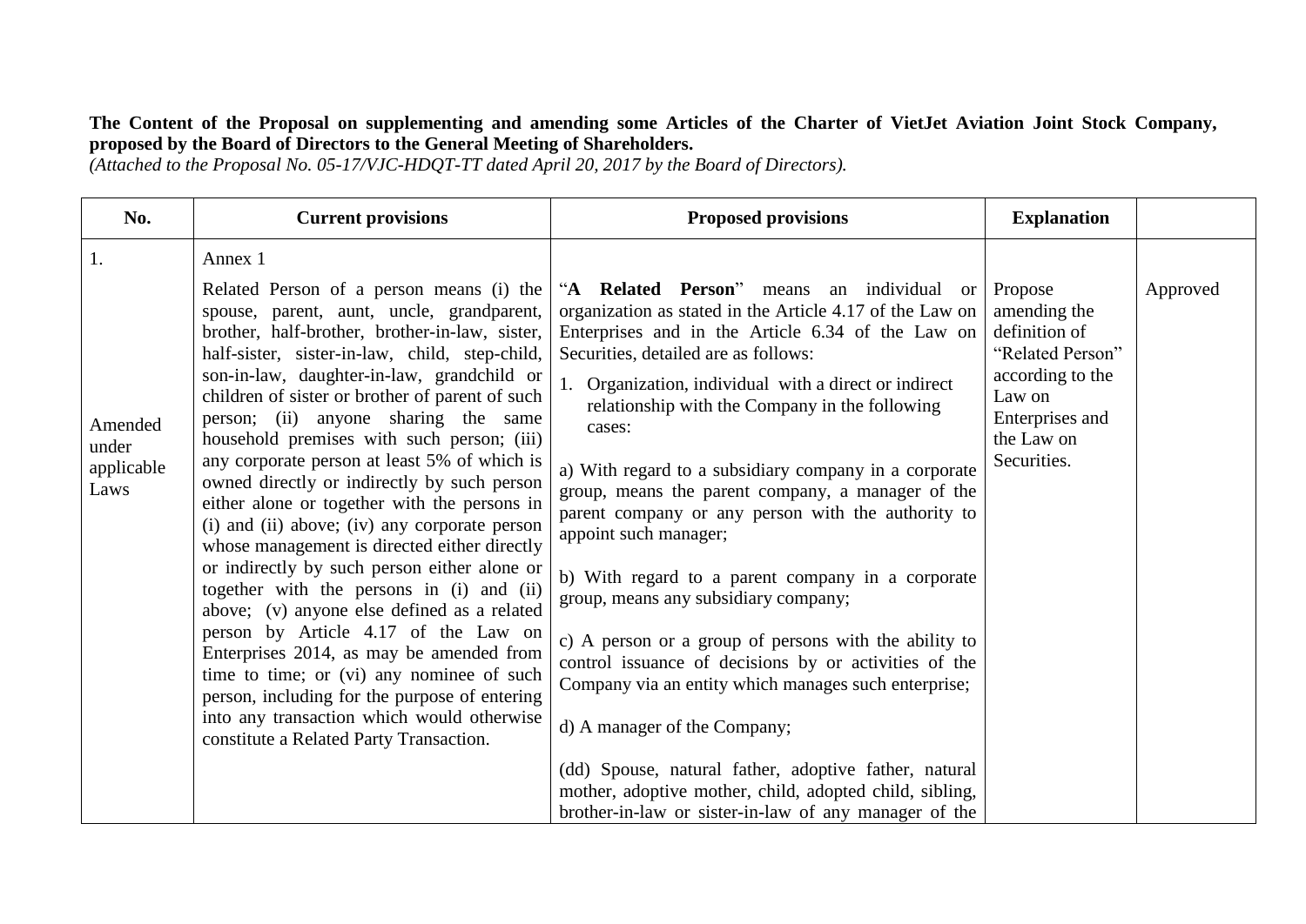**The Content of the Proposal on supplementing and amending some Articles of the Charter of VietJet Aviation Joint Stock Company, proposed by the Board of Directors to the General Meeting of Shareholders.**
*(Attached to the Proposal No. 05-17/VJC-HDQT-TT dated April 20, 2017 by the Board of Directors).*

| No. | Current provisions | Proposed provisions | Explanation | |
|---|---|---|---|---|
| 1.<br><br>Amended under applicable Laws | Annex 1<br><br>Related Person of a person means (i) the spouse, parent, aunt, uncle, grandparent, brother, half-brother, brother-in-law, sister, half-sister, sister-in-law, child, step-child, son-in-law, daughter-in-law, grandchild or children of sister or brother of parent of such person; (ii) anyone sharing the same household premises with such person; (iii) any corporate person at least 5% of which is owned directly or indirectly by such person either alone or together with the persons in (i) and (ii) above; (iv) any corporate person whose management is directed either directly or indirectly by such person either alone or together with the persons in (i) and (ii) above; (v) anyone else defined as a related person by Article 4.17 of the Law on Enterprises 2014, as may be amended from time to time; or (vi) any nominee of such person, including for the purpose of entering into any transaction which would otherwise constitute a Related Party Transaction. | "**A Related Person**" means an individual or organization as stated in the Article 4.17 of the Law on Enterprises and in the Article 6.34 of the Law on Securities, detailed are as follows:<br><br>1. Organization, individual with a direct or indirect relationship with the Company in the following cases:<br><br>a) With regard to a subsidiary company in a corporate group, means the parent company, a manager of the parent company or any person with the authority to appoint such manager;<br><br>b) With regard to a parent company in a corporate group, means any subsidiary company;<br><br>c) A person or a group of persons with the ability to control issuance of decisions by or activities of the Company via an entity which manages such enterprise;<br><br>d) A manager of the Company;<br><br>(dd) Spouse, natural father, adoptive father, natural mother, adoptive mother, child, adopted child, sibling, brother-in-law or sister-in-law of any manager of the | Propose amending the definition of "Related Person" according to the Law on Enterprises and the Law on Securities. | Approved |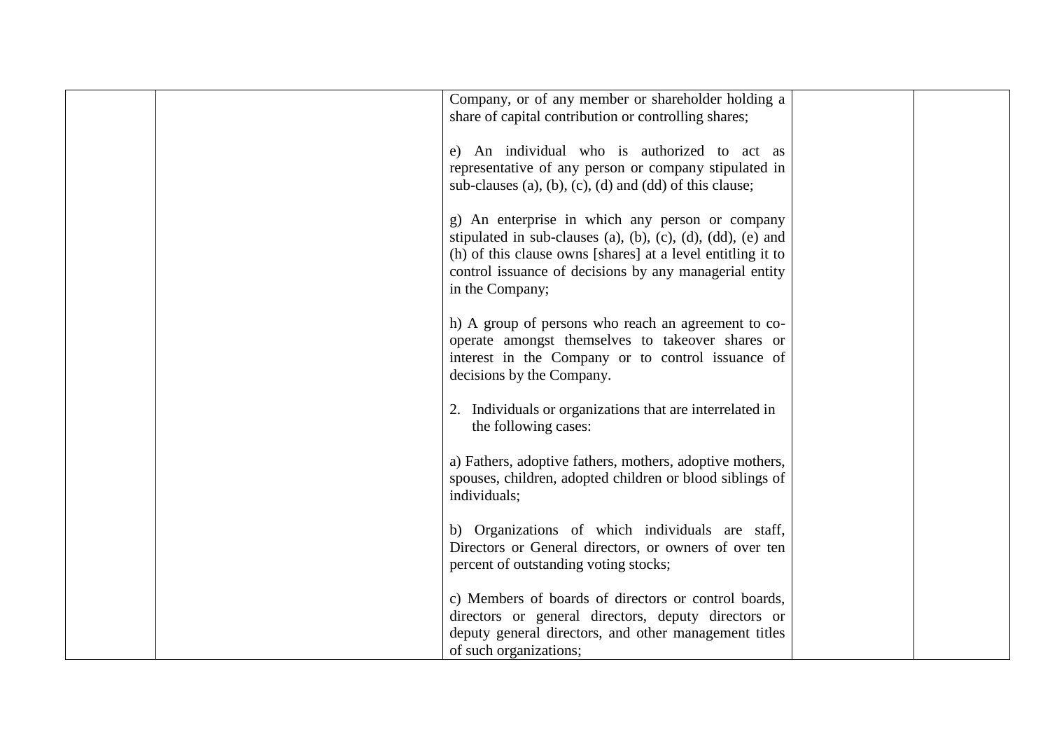| | | Company, or of any member or shareholder holding a share of capital contribution or controlling shares;<br><br>e) An individual who is authorized to act as representative of any person or company stipulated in sub-clauses (a), (b), (c), (d) and (dd) of this clause;<br><br>g) An enterprise in which any person or company stipulated in sub-clauses (a), (b), (c), (d), (dd), (e) and (h) of this clause owns [shares] at a level entitling it to control issuance of decisions by any managerial entity in the Company;<br><br>h) A group of persons who reach an agreement to co-operate amongst themselves to takeover shares or interest in the Company or to control issuance of decisions by the Company.<br><br>2. Individuals or organizations that are interrelated in the following cases:<br><br>a) Fathers, adoptive fathers, mothers, adoptive mothers, spouses, children, adopted children or blood siblings of individuals;<br><br>b) Organizations of which individuals are staff, Directors or General directors, or owners of over ten percent of outstanding voting stocks;<br><br>c) Members of boards of directors or control boards, directors or general directors, deputy directors or deputy general directors, and other management titles of such organizations; | | |
|---|---|---|---|---|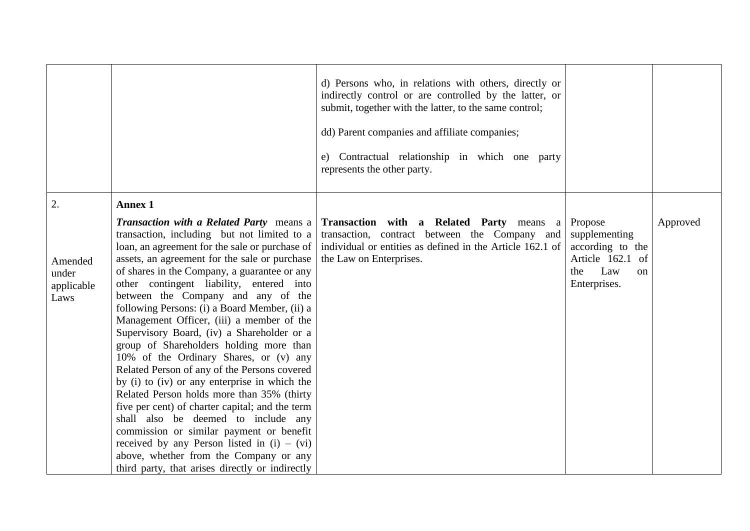| | | | | |
|---|---|---|---|---|
| | | d) Persons who, in relations with others, directly or indirectly control or are controlled by the latter, or submit, together with the latter, to the same control;<br><br>dd) Parent companies and affiliate companies;<br><br>e) Contractual relationship in which one party represents the other party. | | |
| 2.<br><br>Amended under applicable Laws | **Annex 1**<br><br>***Transaction with a Related Party*** means a transaction, including but not limited to a loan, an agreement for the sale or purchase of assets, an agreement for the sale or purchase of shares in the Company, a guarantee or any other contingent liability, entered into between the Company and any of the following Persons: (i) a Board Member, (ii) a Management Officer, (iii) a member of the Supervisory Board, (iv) a Shareholder or a group of Shareholders holding more than 10% of the Ordinary Shares, or (v) any Related Person of any of the Persons covered by (i) to (iv) or any enterprise in which the Related Person holds more than 35% (thirty five per cent) of charter capital; and the term shall also be deemed to include any commission or similar payment or benefit received by any Person listed in (i) – (vi) above, whether from the Company or any third party, that arises directly or indirectly | **Transaction with a Related Party** means a transaction, contract between the Company and individual or entities as defined in the Article 162.1 of the Law on Enterprises. | Propose supplementing according to the Article 162.1 of the Law on Enterprises. | Approved |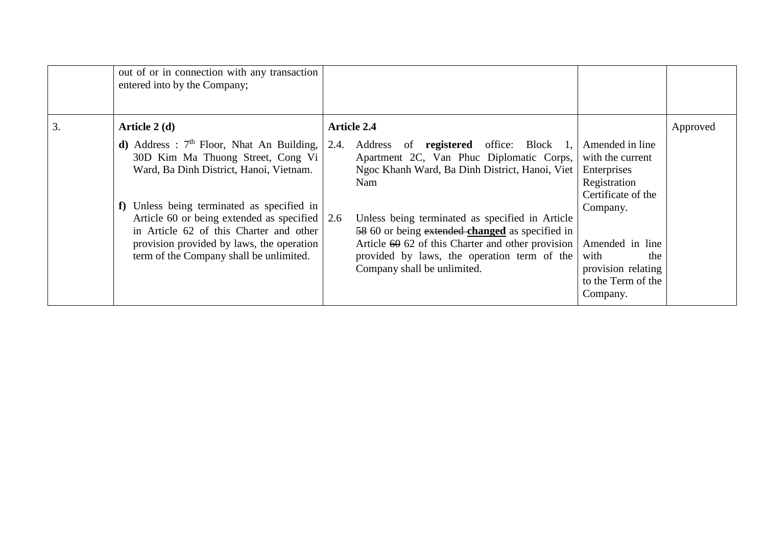| | | | | |
|---|---|---|---|---|
| | out of or in connection with any transaction entered into by the Company; | | | |
| 3. | **Article 2 (d)**<br><br>**d)** Address : 7th Floor, Nhat An Building, 30D Kim Ma Thuong Street, Cong Vi Ward, Ba Dinh District, Hanoi, Vietnam.<br><br>**f)** Unless being terminated as specified in Article 60 or being extended as specified in Article 62 of this Charter and other provision provided by laws, the operation term of the Company shall be unlimited. | **Article 2.4**<br><br>2.4. Address of **registered** office: Block 1, Apartment 2C, Van Phuc Diplomatic Corps, Ngoc Khanh Ward, Ba Dinh District, Hanoi, Viet Nam<br><br>2.6 Unless being terminated as specified in Article ~~58~~ 60 or being ~~extended~~ **<u>changed</u>** as specified in Article ~~60~~ 62 of this Charter and other provision provided by laws, the operation term of the Company shall be unlimited. | Amended in line with the current Enterprises Registration Certificate of the Company.<br><br>Amended in line with the provision relating to the Term of the Company. | Approved |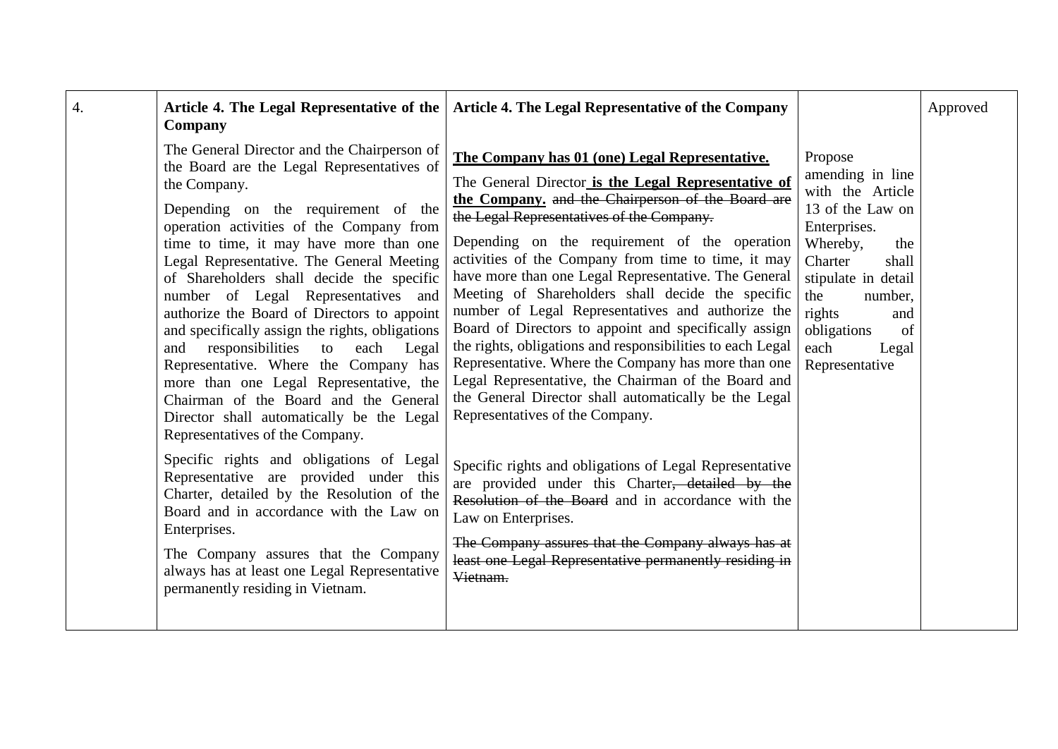| 4. | **Article 4. The Legal Representative of the Company**<br><br>The General Director and the Chairperson of the Board are the Legal Representatives of the Company.<br><br>Depending on the requirement of the operation activities of the Company from time to time, it may have more than one Legal Representative. The General Meeting of Shareholders shall decide the specific number of Legal Representatives and authorize the Board of Directors to appoint and specifically assign the rights, obligations and responsibilities to each Legal Representative. Where the Company has more than one Legal Representative, the Chairman of the Board and the General Director shall automatically be the Legal Representatives of the Company.<br><br>Specific rights and obligations of Legal Representative are provided under this Charter, detailed by the Resolution of the Board and in accordance with the Law on Enterprises.<br><br>The Company assures that the Company always has at least one Legal Representative permanently residing in Vietnam. | **Article 4. The Legal Representative of the Company**<br><br>**<u>The Company has 01 (one) Legal Representative.</u>**<br><br>The General Director **<u>is the Legal Representative of the Company.</u>** ~~and the Chairperson of the Board are the Legal Representatives of the Company.~~<br><br>Depending on the requirement of the operation activities of the Company from time to time, it may have more than one Legal Representative. The General Meeting of Shareholders shall decide the specific number of Legal Representatives and authorize the Board of Directors to appoint and specifically assign the rights, obligations and responsibilities to each Legal Representative. Where the Company has more than one Legal Representative, the Chairman of the Board and the General Director shall automatically be the Legal Representatives of the Company.<br><br>Specific rights and obligations of Legal Representative are provided under this Charter~~, detailed by the Resolution of the Board~~ and in accordance with the Law on Enterprises.<br><br>~~The Company assures that the Company always has at least one Legal Representative permanently residing in Vietnam.~~ | Propose amending in line with the Article 13 of the Law on Enterprises. Whereby, the Charter shall stipulate in detail the number, rights and obligations of each Legal Representative | Approved |
|---|---|---|---|---|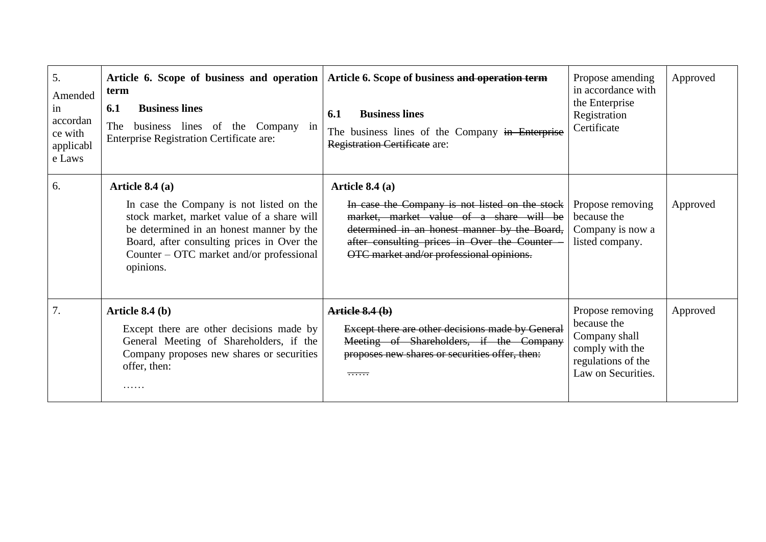| | | | | |
|---|---|---|---|---|
| 5. Amended in accordance with applicable Laws | **Article 6. Scope of business and operation term**<br><br>**6.1 Business lines**<br><br>The business lines of the Company in Enterprise Registration Certificate are: | **Article 6. Scope of business ~~and operation term~~**<br><br>**6.1 Business lines**<br><br>The business lines of the Company ~~in Enterprise Registration Certificate~~ are: | Propose amending in accordance with the Enterprise Registration Certificate | Approved |
| 6. | **Article 8.4 (a)**<br><br>In case the Company is not listed on the stock market, market value of a share will be determined in an honest manner by the Board, after consulting prices in Over the Counter – OTC market and/or professional opinions. | **Article 8.4 (a)**<br><br>~~In case the Company is not listed on the stock market, market value of a share will be determined in an honest manner by the Board, after consulting prices in Over the Counter – OTC market and/or professional opinions.~~ | Propose removing because the Company is now a listed company. | Approved |
| 7. | **Article 8.4 (b)**<br><br>Except there are other decisions made by General Meeting of Shareholders, if the Company proposes new shares or securities offer, then:<br><br>…… | ~~**Article 8.4 (b)**~~<br><br>~~Except there are other decisions made by General Meeting of Shareholders, if the Company proposes new shares or securities offer, then:~~<br><br>~~……~~ | Propose removing because the Company shall comply with the regulations of the Law on Securities. | Approved |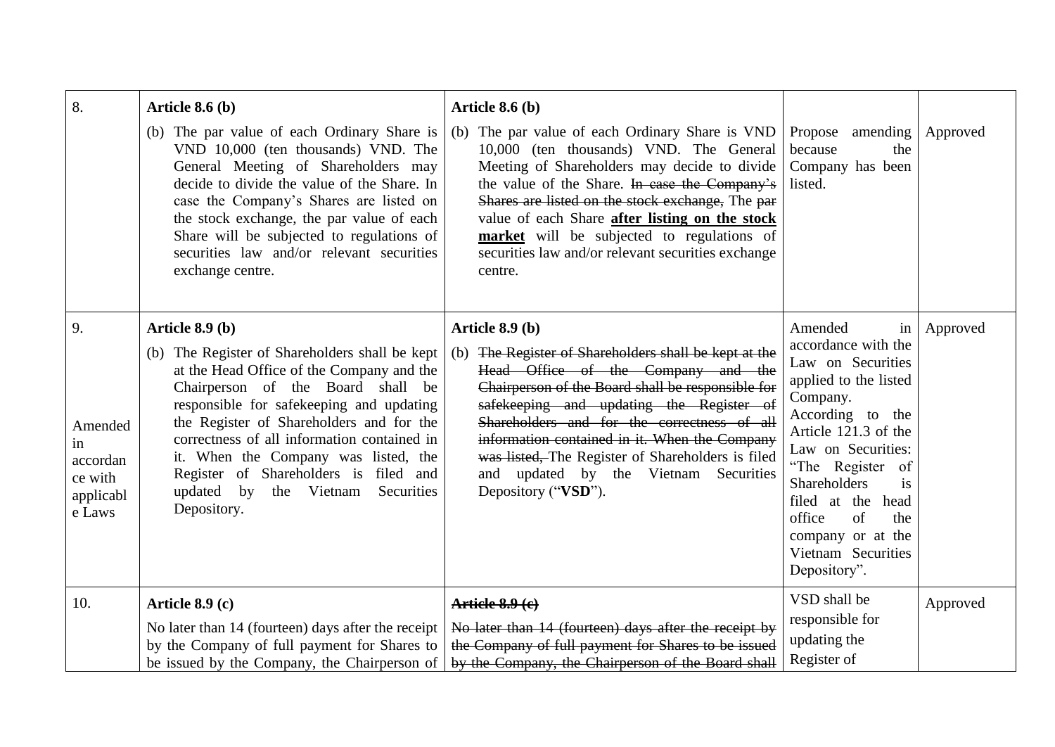| 8. | **Article 8.6 (b)**<br>(b) The par value of each Ordinary Share is VND 10,000 (ten thousands) VND. The General Meeting of Shareholders may decide to divide the value of the Share. In case the Company's Shares are listed on the stock exchange, the par value of each Share will be subjected to regulations of securities law and/or relevant securities exchange centre. | **Article 8.6 (b)**<br>(b) The par value of each Ordinary Share is VND 10,000 (ten thousands) VND. The General Meeting of Shareholders may decide to divide the value of the Share. ~~In case the Company's Shares are listed on the stock exchange,~~ The ~~par~~ value of each Share **<u>after listing on the stock market</u>** will be subjected to regulations of securities law and/or relevant securities exchange centre. | Propose amending because the Company has been listed. | Approved |
|---|---|---|---|---|
| 9.<br><br>Amended in accordance with applicable Laws | **Article 8.9 (b)**<br>(b) The Register of Shareholders shall be kept at the Head Office of the Company and the Chairperson of the Board shall be responsible for safekeeping and updating the Register of Shareholders and for the correctness of all information contained in it. When the Company was listed, the Register of Shareholders is filed and updated by the Vietnam Securities Depository. | **Article 8.9 (b)**<br>(b) ~~The Register of Shareholders shall be kept at the Head Office of the Company and the Chairperson of the Board shall be responsible for safekeeping and updating the Register of Shareholders and for the correctness of all information contained in it. When the Company was listed,~~ The Register of Shareholders is filed and updated by the Vietnam Securities Depository ("**VSD**"). | Amended in accordance with the Law on Securities applied to the listed Company.<br>According to the Article 121.3 of the Law on Securities: "The Register of Shareholders is filed at the head office of the company or at the Vietnam Securities Depository". | Approved |
| 10. | **Article 8.9 (c)**<br>No later than 14 (fourteen) days after the receipt by the Company of full payment for Shares to be issued by the Company, the Chairperson of | ~~**Article 8.9 (c)**~~<br>~~No later than 14 (fourteen) days after the receipt by the Company of full payment for Shares to be issued by the Company, the Chairperson of the Board shall~~ | VSD shall be responsible for updating the Register of | Approved |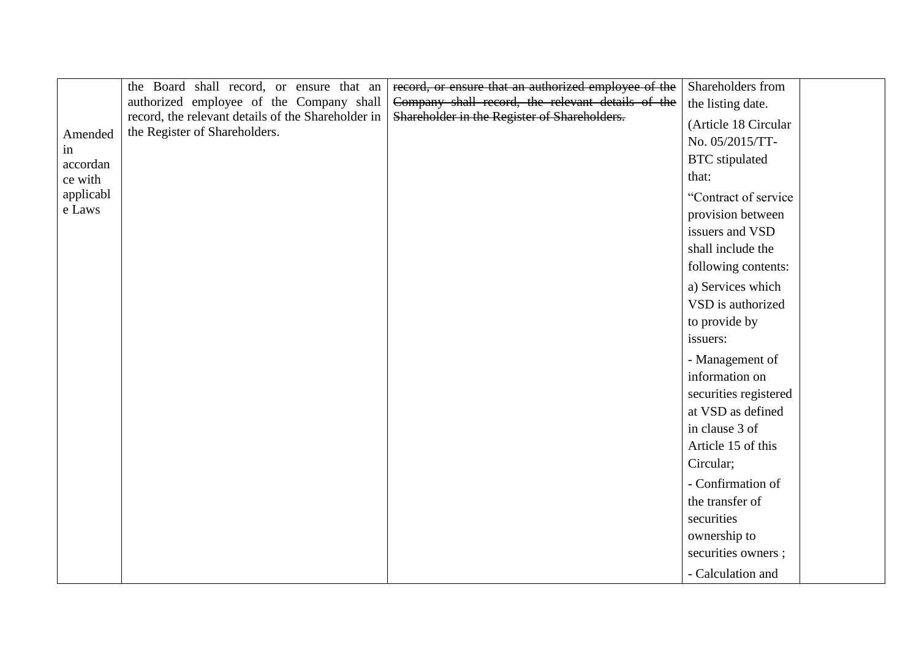| | | | | |
|---|---|---|---|---|
| Amended in accordance with applicable Laws | the Board shall record, or ensure that an authorized employee of the Company shall record, the relevant details of the Shareholder in the Register of Shareholders. | ~~record, or ensure that an authorized employee of the Company shall record, the relevant details of the Shareholder in the Register of Shareholders.~~ | Shareholders from the listing date.<br><br>(Article 18 Circular No. 05/2015/TT-BTC stipulated that:<br><br>"Contract of service provision between issuers and VSD shall include the following contents:<br><br>a) Services which VSD is authorized to provide by issuers:<br><br>- Management of information on securities registered at VSD as defined in clause 3 of Article 15 of this Circular;<br><br>- Confirmation of the transfer of securities ownership to securities owners ;<br><br>- Calculation and | |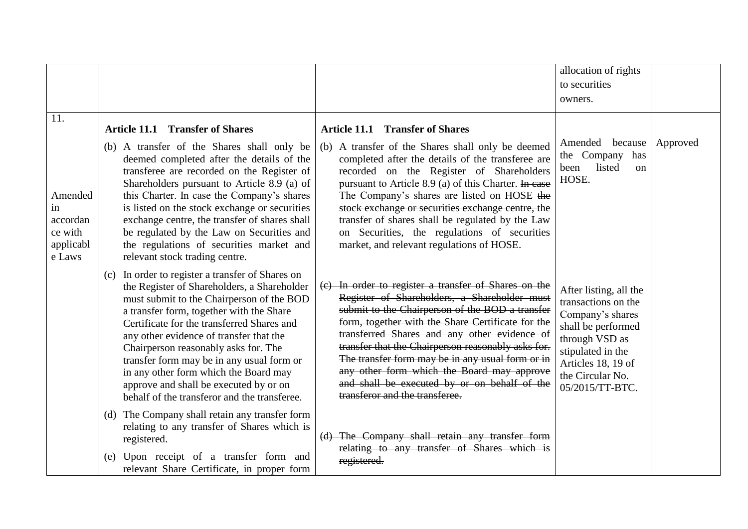| | | | allocation of rights to securities owners. | |
|---|---|---|---|---|
| 11. <br><br> Amended in accordance with applicable Laws | **Article 11.1 Transfer of Shares** <br><br> (b) A transfer of the Shares shall only be deemed completed after the details of the transferee are recorded on the Register of Shareholders pursuant to Article 8.9 (a) of this Charter. In case the Company's shares is listed on the stock exchange or securities exchange centre, the transfer of shares shall be regulated by the Law on Securities and the regulations of securities market and relevant stock trading centre. | **Article 11.1 Transfer of Shares** <br><br> (b) A transfer of the Shares shall only be deemed completed after the details of the transferee are recorded on the Register of Shareholders pursuant to Article 8.9 (a) of this Charter. ~~In case~~ The Company's shares are listed on HOSE ~~the stock exchange or securities exchange centre,~~ the transfer of shares shall be regulated by the Law on Securities, the regulations of securities market, and relevant regulations of HOSE. | Amended because the Company has been listed on HOSE. | Approved |
| | (c) In order to register a transfer of Shares on the Register of Shareholders, a Shareholder must submit to the Chairperson of the BOD a transfer form, together with the Share Certificate for the transferred Shares and any other evidence of transfer that the Chairperson reasonably asks for. The transfer form may be in any usual form or in any other form which the Board may approve and shall be executed by or on behalf of the transferor and the transferee. <br><br> (d) The Company shall retain any transfer form relating to any transfer of Shares which is registered. <br><br> (e) Upon receipt of a transfer form and relevant Share Certificate, in proper form | ~~(c) In order to register a transfer of Shares on the Register of Shareholders, a Shareholder must submit to the Chairperson of the BOD a transfer form, together with the Share Certificate for the transferred Shares and any other evidence of transfer that the Chairperson reasonably asks for. The transfer form may be in any usual form or in any other form which the Board may approve and shall be executed by or on behalf of the transferor and the transferee.~~ <br><br> ~~(d) The Company shall retain any transfer form relating to any transfer of Shares which is registered.~~ | After listing, all the transactions on the Company's shares shall be performed through VSD as stipulated in the Articles 18, 19 of the Circular No. 05/2015/TT-BTC. | |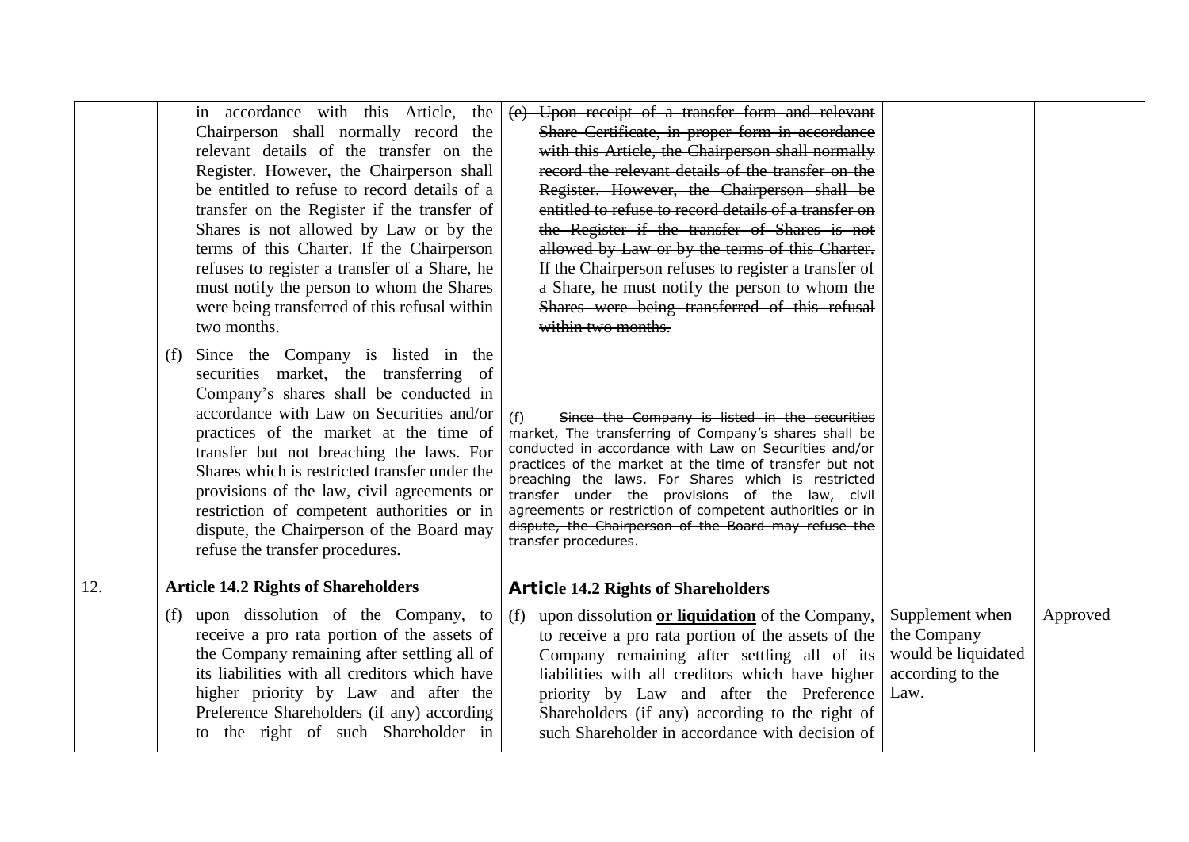|  |  |  |  |  |
|---|---|---|---|---|
|  | in accordance with this Article, the Chairperson shall normally record the relevant details of the transfer on the Register. However, the Chairperson shall be entitled to refuse to record details of a transfer on the Register if the transfer of Shares is not allowed by Law or by the terms of this Charter. If the Chairperson refuses to register a transfer of a Share, he must notify the person to whom the Shares were being transferred of this refusal within two months.<br><br>(f) Since the Company is listed in the securities market, the transferring of Company's shares shall be conducted in accordance with Law on Securities and/or practices of the market at the time of transfer but not breaching the laws. For Shares which is restricted transfer under the provisions of the law, civil agreements or restriction of competent authorities or in dispute, the Chairperson of the Board may refuse the transfer procedures. | ~~(e) Upon receipt of a transfer form and relevant Share Certificate, in proper form in accordance with this Article, the Chairperson shall normally record the relevant details of the transfer on the Register. However, the Chairperson shall be entitled to refuse to record details of a transfer on the Register if the transfer of Shares is not allowed by Law or by the terms of this Charter. If the Chairperson refuses to register a transfer of a Share, he must notify the person to whom the Shares were being transferred of this refusal within two months.~~<br><br>(f) ~~Since the Company is listed in the securities market,~~ The transferring of Company's shares shall be conducted in accordance with Law on Securities and/or practices of the market at the time of transfer but not breaching the laws. ~~For Shares which is restricted transfer under the provisions of the law, civil agreements or restriction of competent authorities or in dispute, the Chairperson of the Board may refuse the transfer procedures.~~ |  |  |
| 12. | **Article 14.2 Rights of Shareholders**<br><br>(f) upon dissolution of the Company, to receive a pro rata portion of the assets of the Company remaining after settling all of its liabilities with all creditors which have higher priority by Law and after the Preference Shareholders (if any) according to the right of such Shareholder in | **Article 14.2 Rights of Shareholders**<br><br>(f) upon dissolution **<u>or liquidation</u>** of the Company, to receive a pro rata portion of the assets of the Company remaining after settling all of its liabilities with all creditors which have higher priority by Law and after the Preference Shareholders (if any) according to the right of such Shareholder in accordance with decision of | Supplement when the Company would be liquidated according to the Law. | Approved |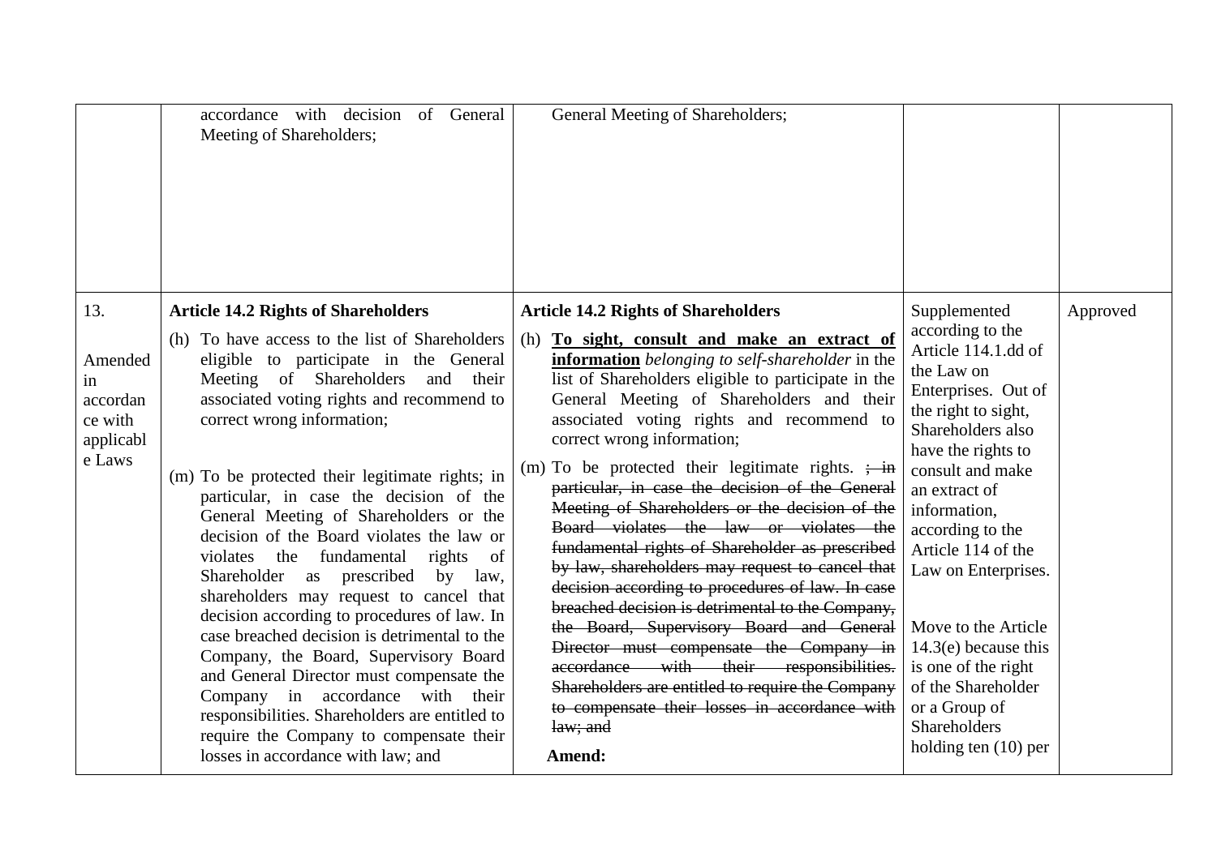| | | | | |
|---|---|---|---|---|
| | accordance with decision of General Meeting of Shareholders; | General Meeting of Shareholders; | | |
| 13.<br><br>Amended in accordance with applicable Laws | **Article 14.2 Rights of Shareholders**<br><br>(h) To have access to the list of Shareholders eligible to participate in the General Meeting of Shareholders and their associated voting rights and recommend to correct wrong information;<br><br>(m) To be protected their legitimate rights; in particular, in case the decision of the General Meeting of Shareholders or the decision of the Board violates the law or violates the fundamental rights of Shareholder as prescribed by law, shareholders may request to cancel that decision according to procedures of law. In case breached decision is detrimental to the Company, the Board, Supervisory Board and General Director must compensate the Company in accordance with their responsibilities. Shareholders are entitled to require the Company to compensate their losses in accordance with law; and | **Article 14.2 Rights of Shareholders**<br><br>(h) **To sight, consult and make an extract of information** *belonging to self-shareholder* in the list of Shareholders eligible to participate in the General Meeting of Shareholders and their associated voting rights and recommend to correct wrong information;<br><br>(m) To be protected their legitimate rights. ~~; in particular, in case the decision of the General Meeting of Shareholders or the decision of the Board violates the law or violates the fundamental rights of Shareholder as prescribed by law, shareholders may request to cancel that decision according to procedures of law. In case breached decision is detrimental to the Company, the Board, Supervisory Board and General Director must compensate the Company in accordance with their responsibilities. Shareholders are entitled to require the Company to compensate their losses in accordance with law; and~~<br><br>**Amend:** | Supplemented according to the Article 114.1.dd of the Law on Enterprises. Out of the right to sight, Shareholders also have the rights to consult and make an extract of information, according to the Article 114 of the Law on Enterprises.<br><br>Move to the Article 14.3(e) because this is one of the right of the Shareholder or a Group of Shareholders holding ten (10) per | Approved |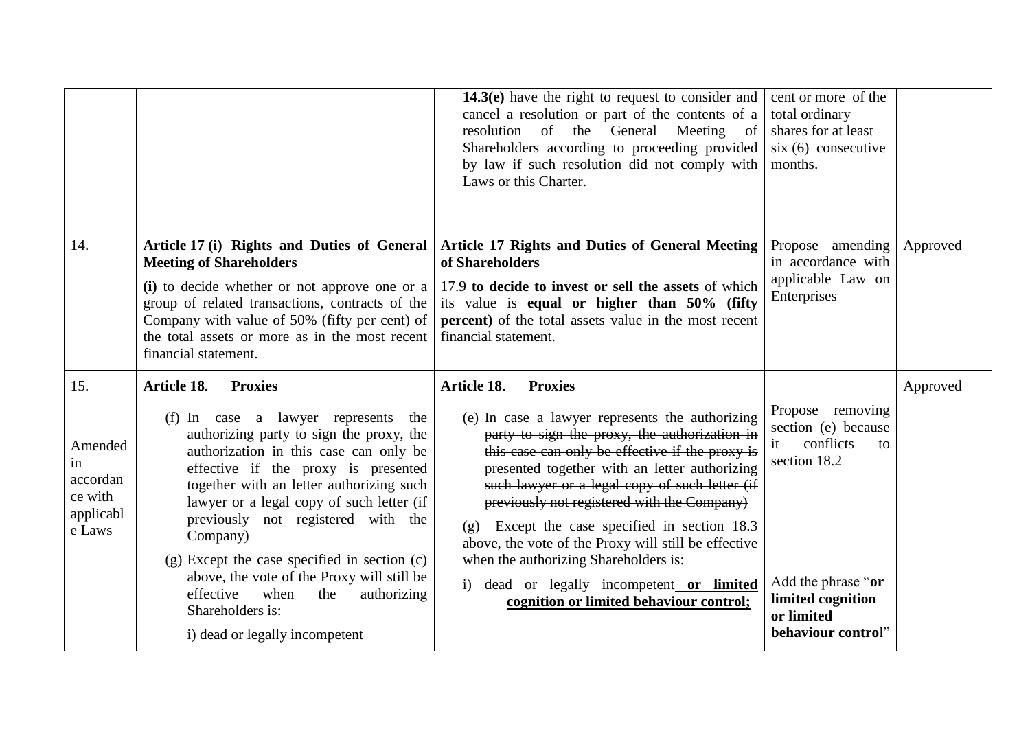| | | | | |
|---|---|---|---|---|
| | | **14.3(e)** have the right to request to consider and cancel a resolution or part of the contents of a resolution of the General Meeting of Shareholders according to proceeding provided by law if such resolution did not comply with Laws or this Charter. | cent or more of the total ordinary shares for at least six (6) consecutive months. | |
| 14. | **Article 17 (i) Rights and Duties of General Meeting of Shareholders**<br><br>**(i)** to decide whether or not approve one or a group of related transactions, contracts of the Company with value of 50% (fifty per cent) of the total assets or more as in the most recent financial statement. | **Article 17 Rights and Duties of General Meeting of Shareholders**<br><br>17.9 **to decide to invest or sell the assets** of which its value is **equal or higher than 50% (fifty percent)** of the total assets value in the most recent financial statement. | Propose amending in accordance with applicable Law on Enterprises | Approved |
| 15.<br><br>Amended in accordance with applicable Laws | **Article 18. Proxies**<br><br>(f) In case a lawyer represents the authorizing party to sign the proxy, the authorization in this case can only be effective if the proxy is presented together with an letter authorizing such lawyer or a legal copy of such letter (if previously not registered with the Company)<br><br>(g) Except the case specified in section (c) above, the vote of the Proxy will still be effective when the authorizing Shareholders is:<br><br>i) dead or legally incompetent | **Article 18. Proxies**<br><br>~~(e) In case a lawyer represents the authorizing party to sign the proxy, the authorization in this case can only be effective if the proxy is presented together with an letter authorizing such lawyer or a legal copy of such letter (if previously not registered with the Company)~~<br><br>(g) Except the case specified in section 18.3 above, the vote of the Proxy will still be effective when the authorizing Shareholders is:<br><br>i) dead or legally incompetent <u>**or limited cognition or limited behaviour control;**</u> | Propose removing section (e) because it conflicts to section 18.2<br><br>Add the phrase "**or limited cognition or limited behaviour control**" | Approved |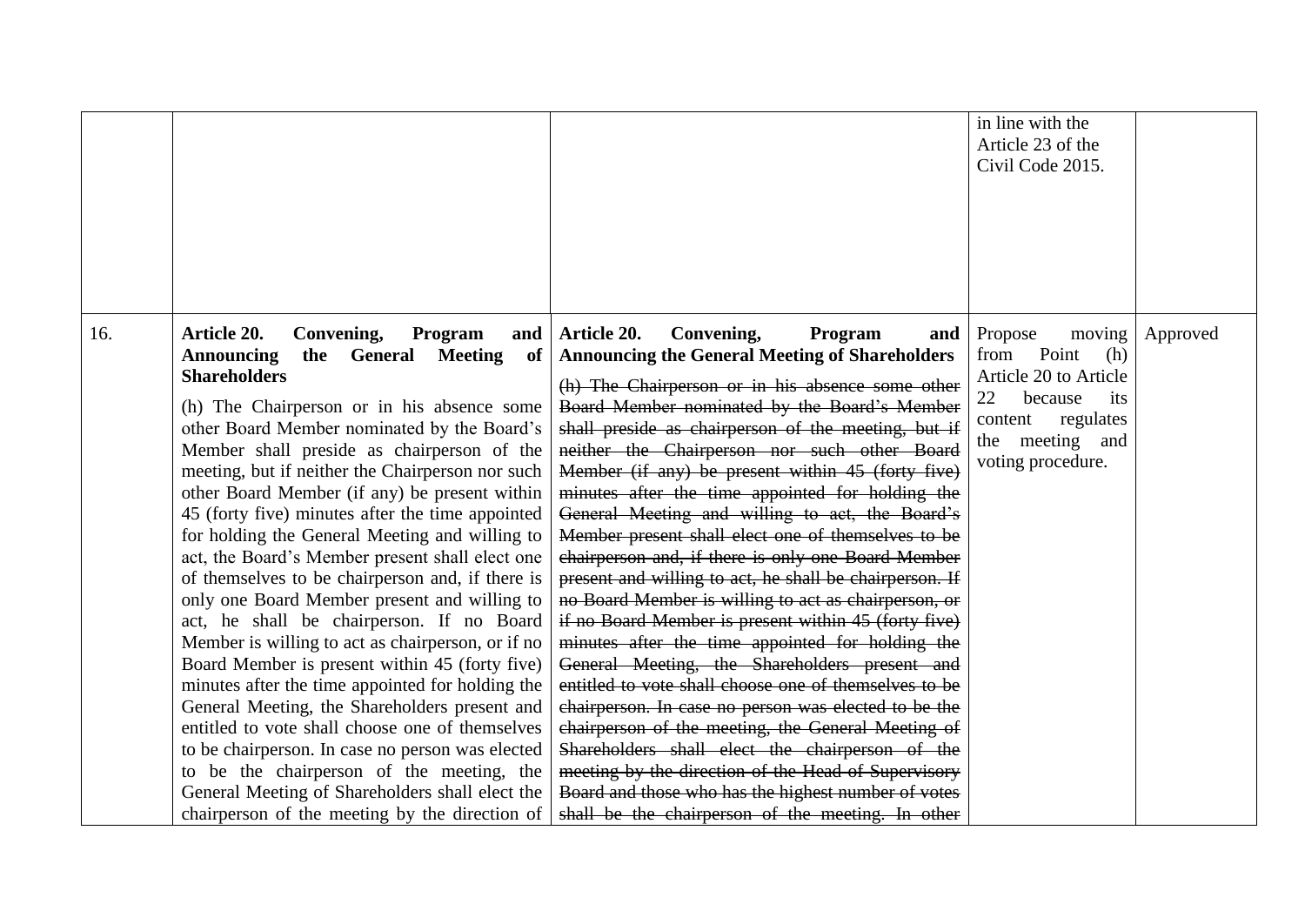| | | | | |
|---|---|---|---|---|
| | | | in line with the Article 23 of the Civil Code 2015. | |
| 16. | **Article 20. Convening, Program and Announcing the General Meeting of Shareholders**<br><br>(h) The Chairperson or in his absence some other Board Member nominated by the Board's Member shall preside as chairperson of the meeting, but if neither the Chairperson nor such other Board Member (if any) be present within 45 (forty five) minutes after the time appointed for holding the General Meeting and willing to act, the Board's Member present shall elect one of themselves to be chairperson and, if there is only one Board Member present and willing to act, he shall be chairperson. If no Board Member is willing to act as chairperson, or if no Board Member is present within 45 (forty five) minutes after the time appointed for holding the General Meeting, the Shareholders present and entitled to vote shall choose one of themselves to be chairperson. In case no person was elected to be the chairperson of the meeting, the General Meeting of Shareholders shall elect the chairperson of the meeting by the direction of | **Article 20. Convening, Program and Announcing the General Meeting of Shareholders**<br><br>~~(h) The Chairperson or in his absence some other Board Member nominated by the Board's Member shall preside as chairperson of the meeting, but if neither the Chairperson nor such other Board Member (if any) be present within 45 (forty five) minutes after the time appointed for holding the General Meeting and willing to act, the Board's Member present shall elect one of themselves to be chairperson and, if there is only one Board Member present and willing to act, he shall be chairperson. If no Board Member is willing to act as chairperson, or if no Board Member is present within 45 (forty five) minutes after the time appointed for holding the General Meeting, the Shareholders present and entitled to vote shall choose one of themselves to be chairperson. In case no person was elected to be the chairperson of the meeting, the General Meeting of Shareholders shall elect the chairperson of the meeting by the direction of the Head of Supervisory Board and those who has the highest number of votes shall be the chairperson of the meeting. In other~~ | Propose moving from Point (h) Article 20 to Article 22 because its content regulates the meeting and voting procedure. | Approved |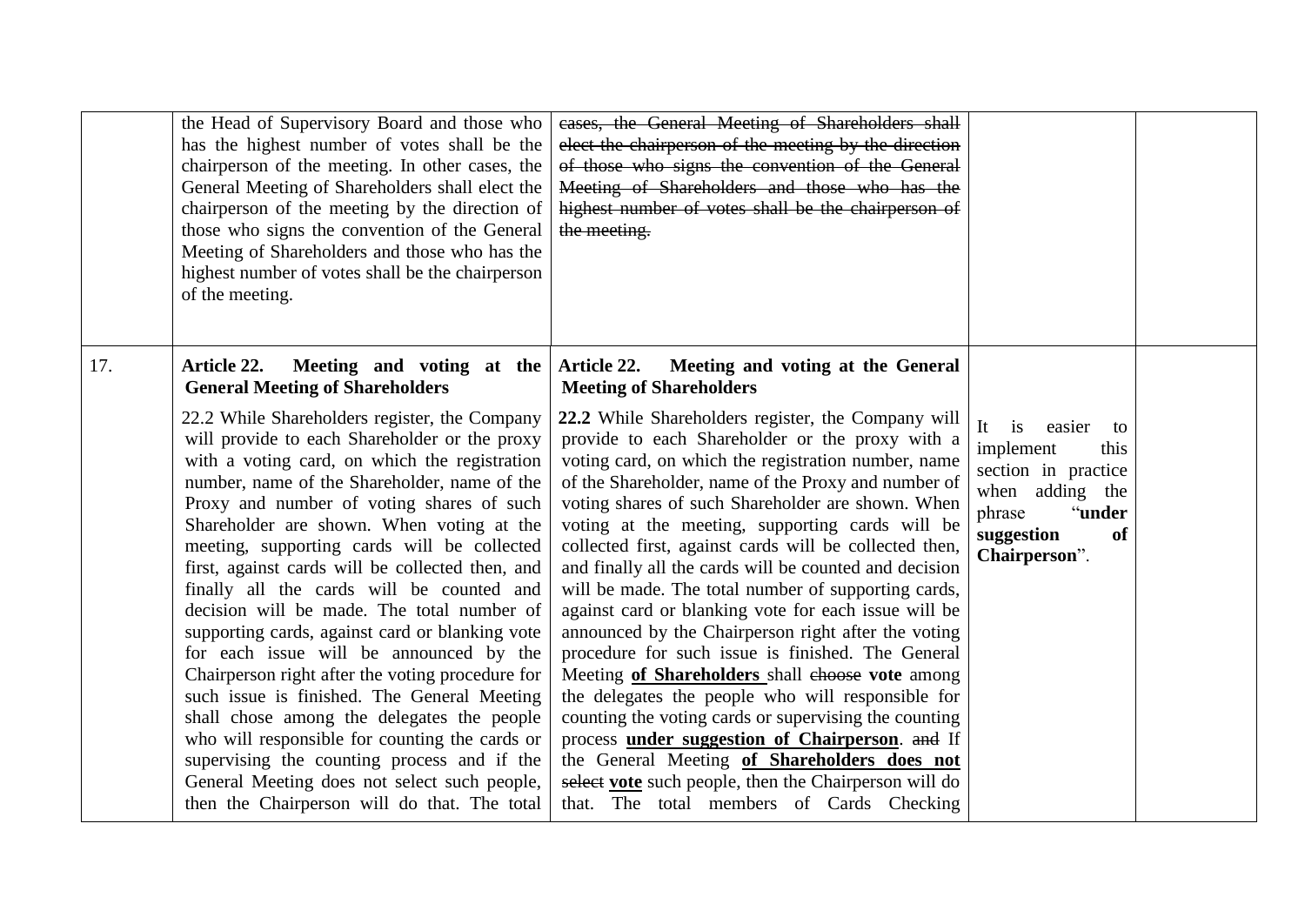|  |  |  |  |  |
|---|---|---|---|---|
|  | the Head of Supervisory Board and those who has the highest number of votes shall be the chairperson of the meeting. In other cases, the General Meeting of Shareholders shall elect the chairperson of the meeting by the direction of those who signs the convention of the General Meeting of Shareholders and those who has the highest number of votes shall be the chairperson of the meeting. | ~~cases, the General Meeting of Shareholders shall elect the chairperson of the meeting by the direction of those who signs the convention of the General Meeting of Shareholders and those who has the highest number of votes shall be the chairperson of the meeting.~~ |  |  |
| 17. | **Article 22. Meeting and voting at the General Meeting of Shareholders**<br><br>22.2 While Shareholders register, the Company will provide to each Shareholder or the proxy with a voting card, on which the registration number, name of the Shareholder, name of the Proxy and number of voting shares of such Shareholder are shown. When voting at the meeting, supporting cards will be collected first, against cards will be collected then, and finally all the cards will be counted and decision will be made. The total number of supporting cards, against card or blanking vote for each issue will be announced by the Chairperson right after the voting procedure for such issue is finished. The General Meeting shall chose among the delegates the people who will responsible for counting the cards or supervising the counting process and if the General Meeting does not select such people, then the Chairperson will do that. The total | **Article 22. Meeting and voting at the General Meeting of Shareholders**<br><br>**22.2** While Shareholders register, the Company will provide to each Shareholder or the proxy with a voting card, on which the registration number, name of the Shareholder, name of the Proxy and number of voting shares of such Shareholder are shown. When voting at the meeting, supporting cards will be collected first, against cards will be collected then, and finally all the cards will be counted and decision will be made. The total number of supporting cards, against card or blanking vote for each issue will be announced by the Chairperson right after the voting procedure for such issue is finished. The General Meeting **<u>of Shareholders</u>** shall ~~choose~~ **vote** among the delegates the people who will responsible for counting the voting cards or supervising the counting process **<u>under suggestion of Chairperson</u>**. ~~and~~ If the General Meeting **<u>of Shareholders does not</u>** ~~select~~ **<u>vote</u>** such people, then the Chairperson will do that. The total members of Cards Checking | It is easier to implement this section in practice when adding the phrase "**under suggestion of Chairperson**". |  |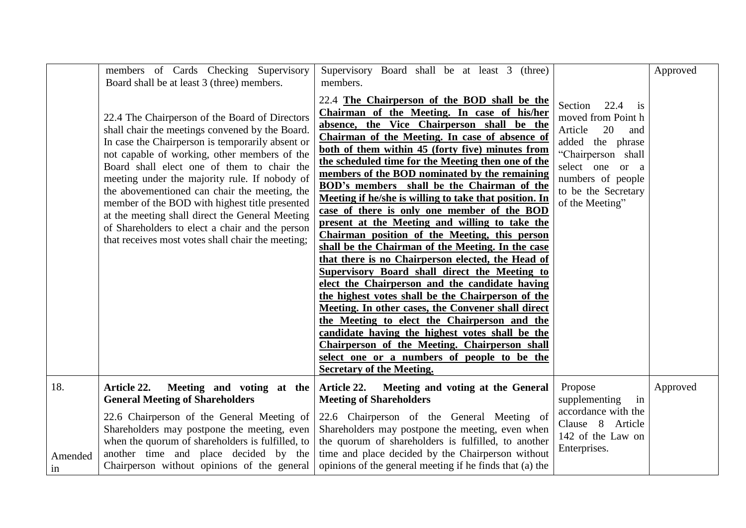| | | | | |
|---|---|---|---|---|
| | members of Cards Checking Supervisory Board shall be at least 3 (three) members.<br><br>22.4 The Chairperson of the Board of Directors shall chair the meetings convened by the Board. In case the Chairperson is temporarily absent or not capable of working, other members of the Board shall elect one of them to chair the meeting under the majority rule. If nobody of the abovementioned can chair the meeting, the member of the BOD with highest title presented at the meeting shall direct the General Meeting of Shareholders to elect a chair and the person that receives most votes shall chair the meeting; | Supervisory Board shall be at least 3 (three) members.<br><br>22.4 **The Chairperson of the BOD shall be the Chairman of the Meeting. In case of his/her absence, the Vice Chairperson shall be the Chairman of the Meeting. In case of absence of both of them within 45 (forty five) minutes from the scheduled time for the Meeting then one of the members of the BOD nominated by the remaining BOD's members shall be the Chairman of the Meeting if he/she is willing to take that position. In case of there is only one member of the BOD present at the Meeting and willing to take the Chairman position of the Meeting, this person shall be the Chairman of the Meeting. In the case that there is no Chairperson elected, the Head of Supervisory Board shall direct the Meeting to elect the Chairperson and the candidate having the highest votes shall be the Chairperson of the Meeting. In other cases, the Convener shall direct the Meeting to elect the Chairperson and the candidate having the highest votes shall be the Chairperson of the Meeting. Chairperson shall select one or a numbers of people to be the Secretary of the Meeting.** | Section 22.4 is moved from Point h Article 20 and added the phrase "Chairperson shall select one or a numbers of people to be the Secretary of the Meeting" | Approved |
| 18.<br><br>Amended in | **Article 22. Meeting and voting at the General Meeting of Shareholders**<br><br>22.6 Chairperson of the General Meeting of Shareholders may postpone the meeting, even when the quorum of shareholders is fulfilled, to another time and place decided by the Chairperson without opinions of the general | **Article 22. Meeting and voting at the General Meeting of Shareholders**<br><br>22.6 Chairperson of the General Meeting of Shareholders may postpone the meeting, even when the quorum of shareholders is fulfilled, to another time and place decided by the Chairperson without opinions of the general meeting if he finds that (a) the | Propose supplementing in accordance with the Clause 8 Article 142 of the Law on Enterprises. | Approved |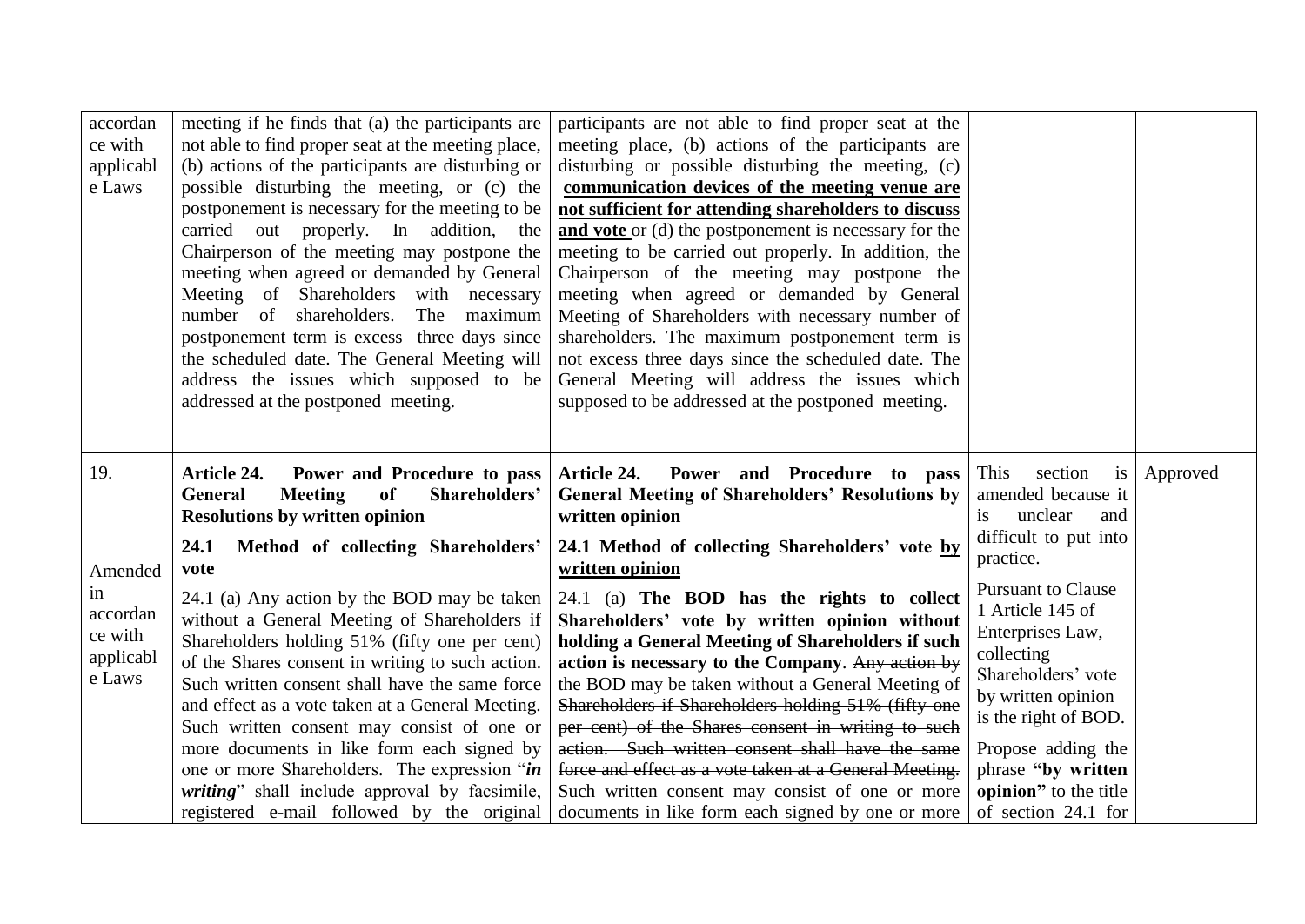| | | | | |
|---|---|---|---|---|
| accordance with applicable Laws | meeting if he finds that (a) the participants are not able to find proper seat at the meeting place, (b) actions of the participants are disturbing or possible disturbing the meeting, or (c) the postponement is necessary for the meeting to be carried out properly. In addition, the Chairperson of the meeting may postpone the meeting when agreed or demanded by General Meeting of Shareholders with necessary number of shareholders. The maximum postponement term is excess three days since the scheduled date. The General Meeting will address the issues which supposed to be addressed at the postponed meeting. | participants are not able to find proper seat at the meeting place, (b) actions of the participants are disturbing or possible disturbing the meeting, (c) <u>**communication devices of the meeting venue are not sufficient for attending shareholders to discuss and vote**</u> or (d) the postponement is necessary for the meeting to be carried out properly. In addition, the Chairperson of the meeting may postpone the meeting when agreed or demanded by General Meeting of Shareholders with necessary number of shareholders. The maximum postponement term is not excess three days since the scheduled date. The General Meeting will address the issues which supposed to be addressed at the postponed meeting. | | |
| 19.<br><br>Amended in accordance with applicable Laws | **Article 24. Power and Procedure to pass General Meeting of Shareholders' Resolutions by written opinion**<br><br>**24.1 Method of collecting Shareholders' vote**<br><br>24.1 (a) Any action by the BOD may be taken without a General Meeting of Shareholders if Shareholders holding 51% (fifty one per cent) of the Shares consent in writing to such action. Such written consent shall have the same force and effect as a vote taken at a General Meeting. Such written consent may consist of one or more documents in like form each signed by one or more Shareholders. The expression "***in writing***" shall include approval by facsimile, registered e-mail followed by the original | **Article 24. Power and Procedure to pass General Meeting of Shareholders' Resolutions by written opinion**<br><br>**24.1 Method of collecting Shareholders' vote <u>by written opinion</u>**<br><br>24.1 (a) **The BOD has the rights to collect Shareholders' vote by written opinion without holding a General Meeting of Shareholders if such action is necessary to the Company**. ~~Any action by the BOD may be taken without a General Meeting of Shareholders if Shareholders holding 51% (fifty one per cent) of the Shares consent in writing to such action. Such written consent shall have the same force and effect as a vote taken at a General Meeting. Such written consent may consist of one or more documents in like form each signed by one or more~~ | This section is amended because it is unclear and difficult to put into practice.<br><br>Pursuant to Clause 1 Article 145 of Enterprises Law, collecting Shareholders' vote by written opinion is the right of BOD.<br><br>Propose adding the phrase **"by written opinion"** to the title of section 24.1 for | Approved |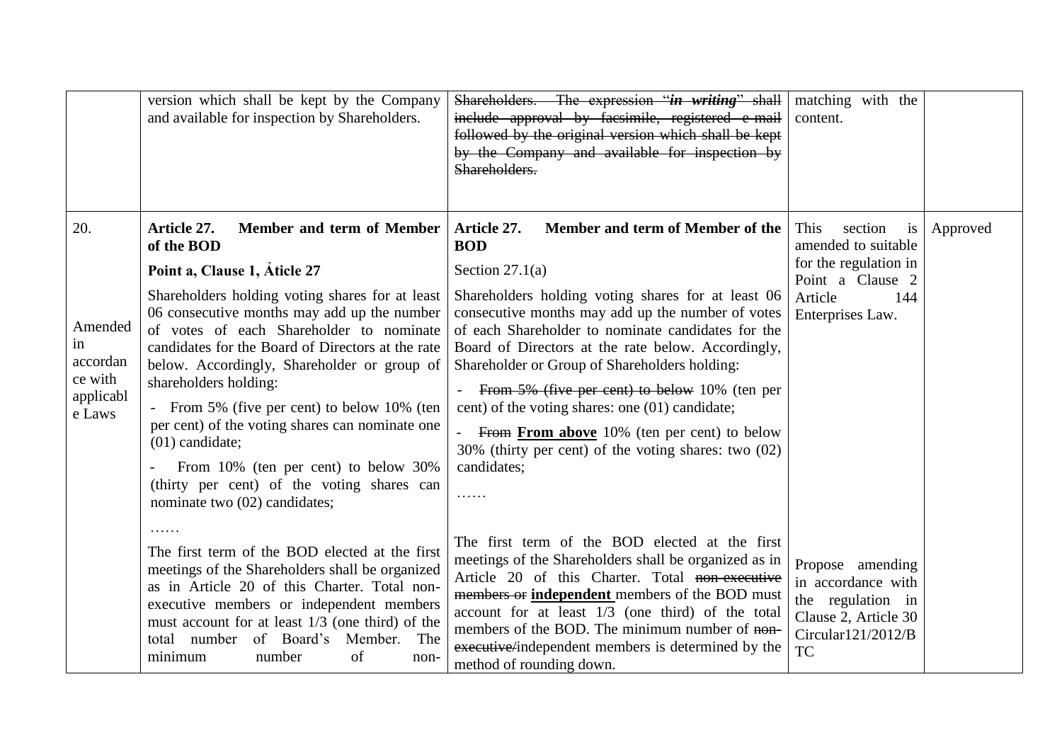| | | | | |
|---|---|---|---|---|
| | version which shall be kept by the Company and available for inspection by Shareholders. | ~~Shareholders. The expression "***in writing***" shall include approval by facsimile, registered e-mail followed by the original version which shall be kept by the Company and available for inspection by Shareholders.~~ | matching with the content. | |
| 20.<br><br>Amended in accordance with applicable Laws | **Article 27. Member and term of Member of the BOD**<br><br>**Point a, Clause 1, Ảticle 27**<br><br>Shareholders holding voting shares for at least 06 consecutive months may add up the number of votes of each Shareholder to nominate candidates for the Board of Directors at the rate below. Accordingly, Shareholder or group of shareholders holding:<br><br>- From 5% (five per cent) to below 10% (ten per cent) of the voting shares can nominate one (01) candidate;<br><br>- From 10% (ten per cent) to below 30% (thirty per cent) of the voting shares can nominate two (02) candidates;<br><br>……<br><br>The first term of the BOD elected at the first meetings of the Shareholders shall be organized as in Article 20 of this Charter. Total non-executive members or independent members must account for at least 1/3 (one third) of the total number of Board's Member. The minimum number of non- | **Article 27. Member and term of Member of the BOD**<br><br>Section 27.1(a)<br><br>Shareholders holding voting shares for at least 06 consecutive months may add up the number of votes of each Shareholder to nominate candidates for the Board of Directors at the rate below. Accordingly, Shareholder or Group of Shareholders holding:<br><br>- ~~From 5% (five per cent) to below~~ 10% (ten per cent) of the voting shares: one (01) candidate;<br><br>- ~~From~~ <u>**From above**</u> 10% (ten per cent) to below 30% (thirty per cent) of the voting shares: two (02) candidates;<br><br>……<br><br>The first term of the BOD elected at the first meetings of the Shareholders shall be organized as in Article 20 of this Charter. Total ~~non-executive members or~~ <u>**independent**</u> members of the BOD must account for at least 1/3 (one third) of the total members of the BOD. The minimum number of ~~non-executive/~~independent members is determined by the method of rounding down. | This section is amended to suitable for the regulation in Point a Clause 2 Article 144 Enterprises Law.<br><br>Propose amending in accordance with the regulation in Clause 2, Article 30 Circular121/2012/BTC | Approved |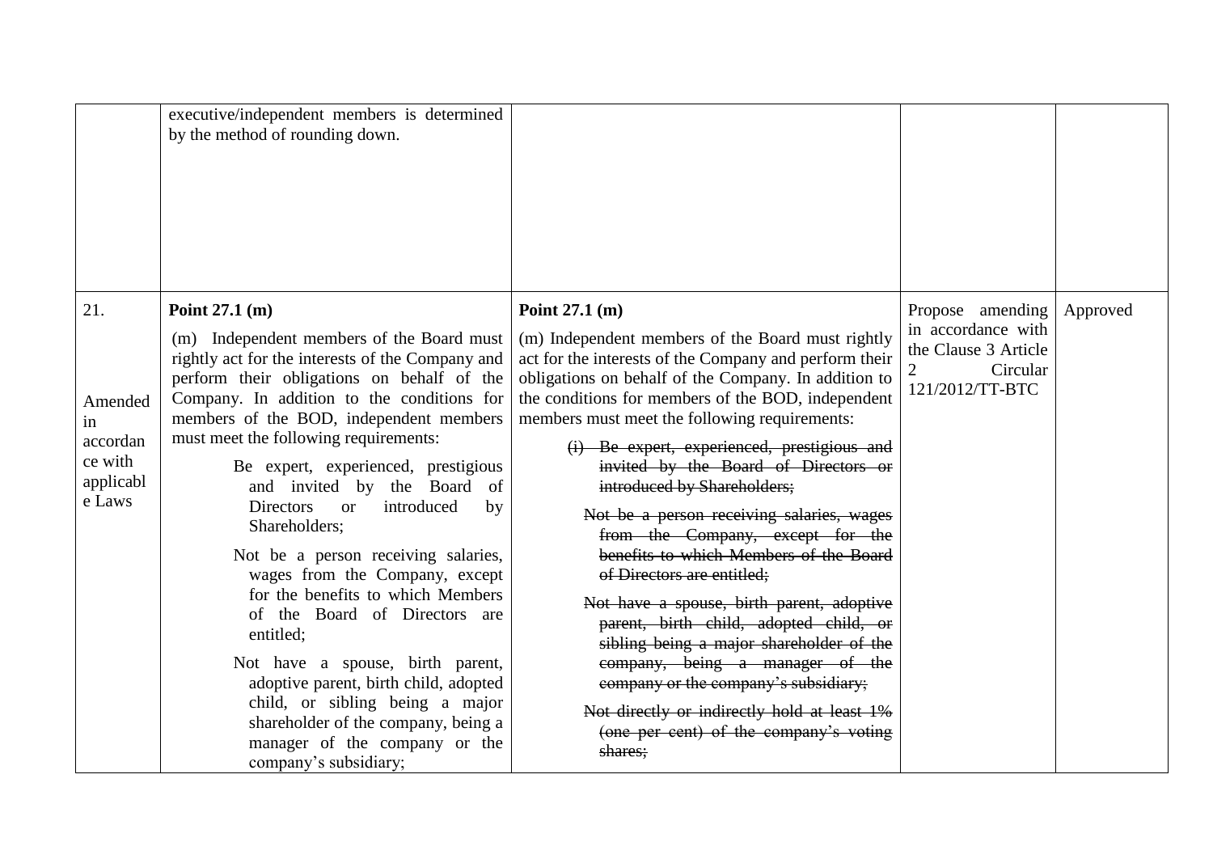|  |  |  |  |  |
|---|---|---|---|---|
|  | executive/independent members is determined by the method of rounding down. |  |  |  |
| 21.<br><br>Amended in accordance with applicable Laws | **Point 27.1 (m)**<br><br>(m) Independent members of the Board must rightly act for the interests of the Company and perform their obligations on behalf of the Company. In addition to the conditions for members of the BOD, independent members must meet the following requirements:<br><br>Be expert, experienced, prestigious and invited by the Board of Directors or introduced by Shareholders;<br><br>Not be a person receiving salaries, wages from the Company, except for the benefits to which Members of the Board of Directors are entitled;<br><br>Not have a spouse, birth parent, adoptive parent, birth child, adopted child, or sibling being a major shareholder of the company, being a manager of the company or the company's subsidiary; | **Point 27.1 (m)**<br><br>(m) Independent members of the Board must rightly act for the interests of the Company and perform their obligations on behalf of the Company. In addition to the conditions for members of the BOD, independent members must meet the following requirements:<br><br>~~(i) Be expert, experienced, prestigious and invited by the Board of Directors or introduced by Shareholders;~~<br><br>~~Not be a person receiving salaries, wages from the Company, except for the benefits to which Members of the Board of Directors are entitled;~~<br><br>~~Not have a spouse, birth parent, adoptive parent, birth child, adopted child, or sibling being a major shareholder of the company, being a manager of the company or the company's subsidiary;~~<br><br>~~Not directly or indirectly hold at least 1% (one per cent) of the company's voting shares;~~ | Propose amending in accordance with the Clause 3 Article 2 Circular 121/2012/TT-BTC | Approved |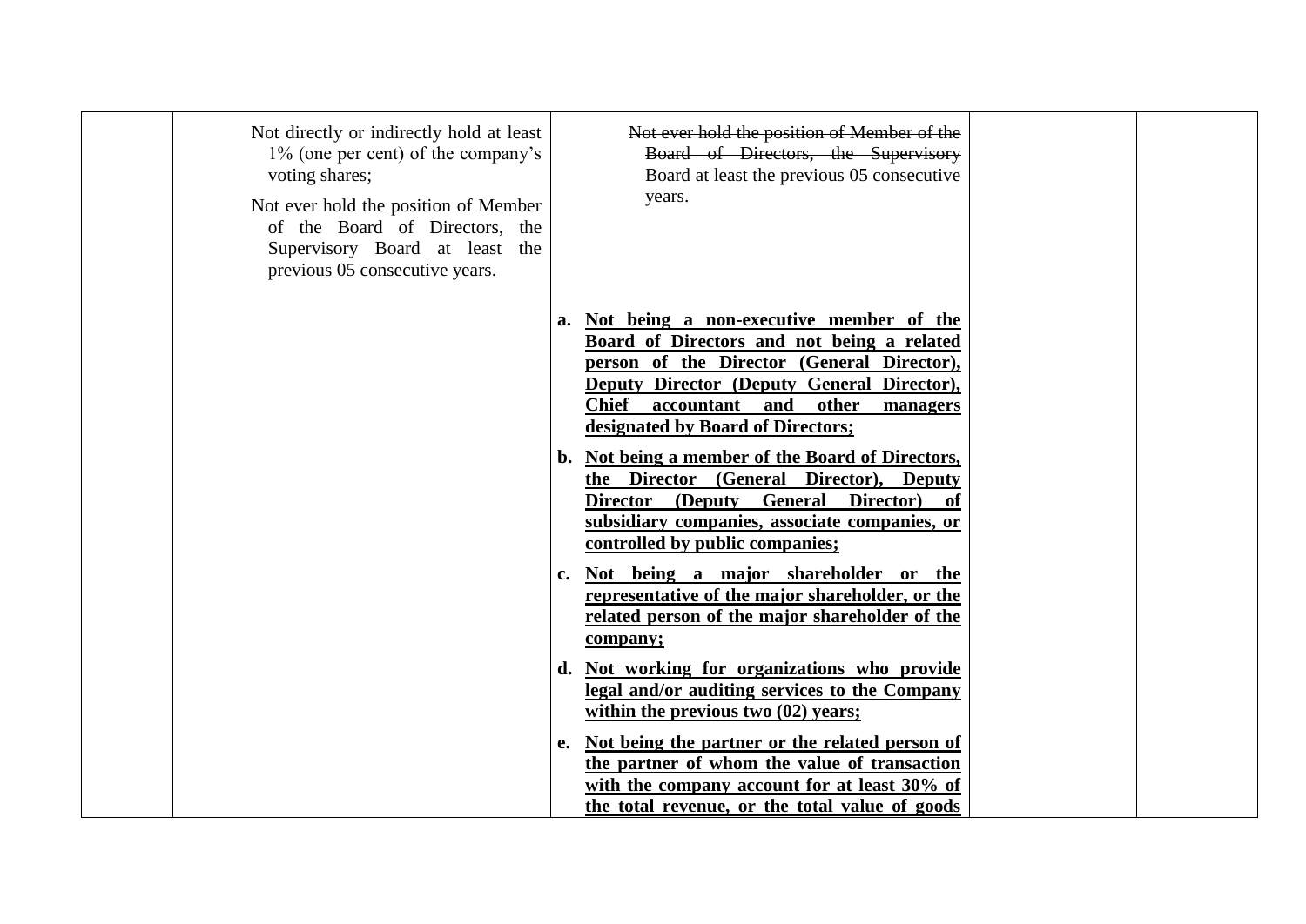| | | | | |
|---|---|---|---|---|
| | Not directly or indirectly hold at least 1% (one per cent) of the company's voting shares;<br><br>Not ever hold the position of Member of the Board of Directors, the Supervisory Board at least the previous 05 consecutive years. | ~~Not ever hold the position of Member of the Board of Directors, the Supervisory Board at least the previous 05 consecutive years.~~<br><br>**a. Not being a non-executive member of the Board of Directors and not being a related person of the Director (General Director), Deputy Director (Deputy General Director), Chief accountant and other managers designated by Board of Directors;**<br><br>**b. Not being a member of the Board of Directors, the Director (General Director), Deputy Director (Deputy General Director) of subsidiary companies, associate companies, or controlled by public companies;**<br><br>**c. Not being a major shareholder or the representative of the major shareholder, or the related person of the major shareholder of the company;**<br><br>**d. Not working for organizations who provide legal and/or auditing services to the Company within the previous two (02) years;**<br><br>**e. Not being the partner or the related person of the partner of whom the value of transaction with the company account for at least 30% of the total revenue, or the total value of goods** | | |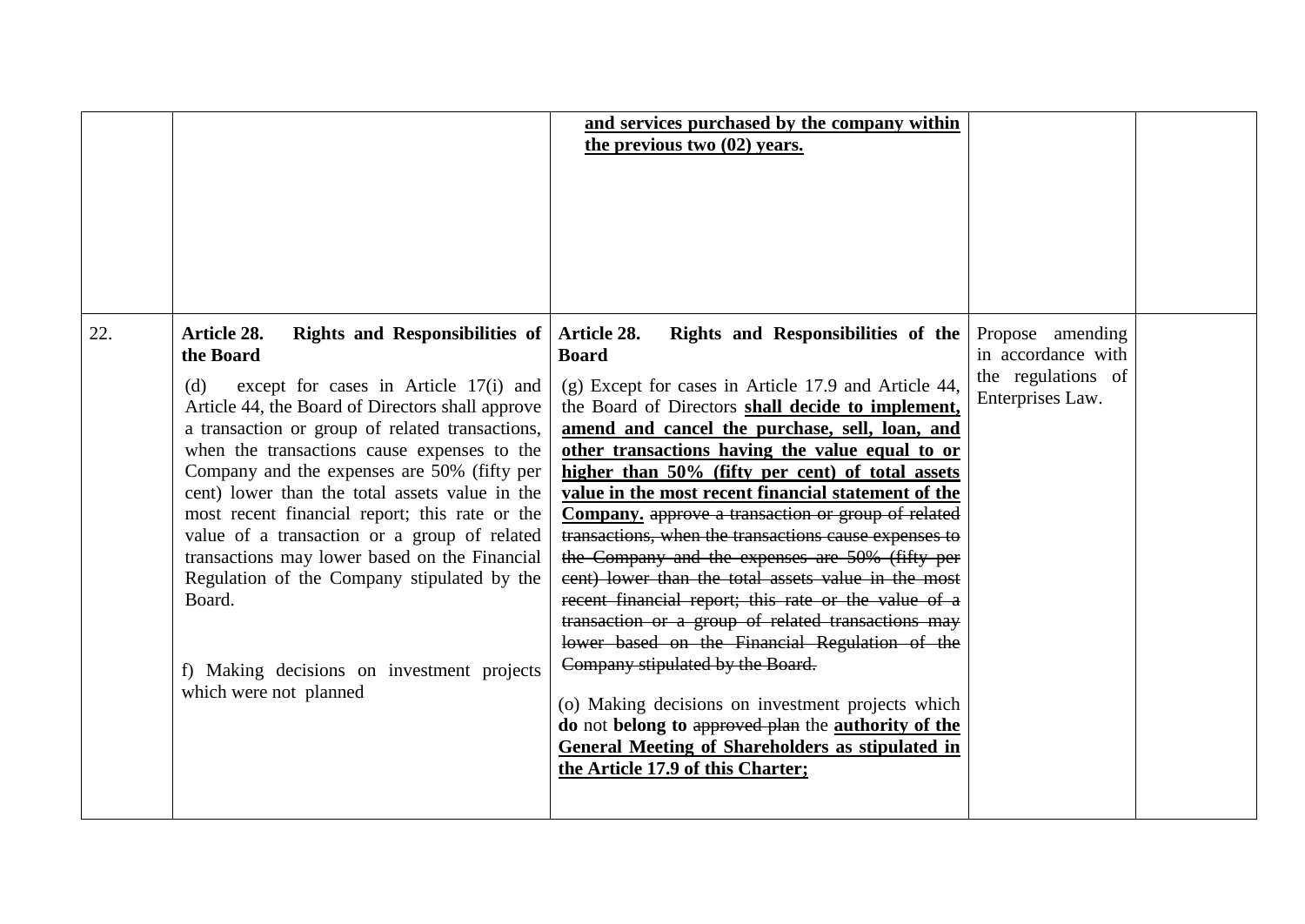| | | | | |
|---|---|---|---|---|
| | | **and services purchased by the company within the previous two (02) years.** | | |
| 22. | **Article 28. Rights and Responsibilities of the Board**<br><br>(d) except for cases in Article 17(i) and Article 44, the Board of Directors shall approve a transaction or group of related transactions, when the transactions cause expenses to the Company and the expenses are 50% (fifty per cent) lower than the total assets value in the most recent financial report; this rate or the value of a transaction or a group of related transactions may lower based on the Financial Regulation of the Company stipulated by the Board.<br><br>f) Making decisions on investment projects which were not planned | **Article 28. Rights and Responsibilities of the Board**<br><br>(g) Except for cases in Article 17.9 and Article 44, the Board of Directors **shall decide to implement, amend and cancel the purchase, sell, loan, and other transactions having the value equal to or higher than 50% (fifty per cent) of total assets value in the most recent financial statement of the Company.** ~~approve a transaction or group of related transactions, when the transactions cause expenses to the Company and the expenses are 50% (fifty per cent) lower than the total assets value in the most recent financial report; this rate or the value of a transaction or a group of related transactions may lower based on the Financial Regulation of the Company stipulated by the Board.~~<br><br>(o) Making decisions on investment projects which **do** not **belong to** ~~approved plan~~ the **authority of the General Meeting of Shareholders as stipulated in the Article 17.9 of this Charter;** | Propose amending in accordance with the regulations of Enterprises Law. | |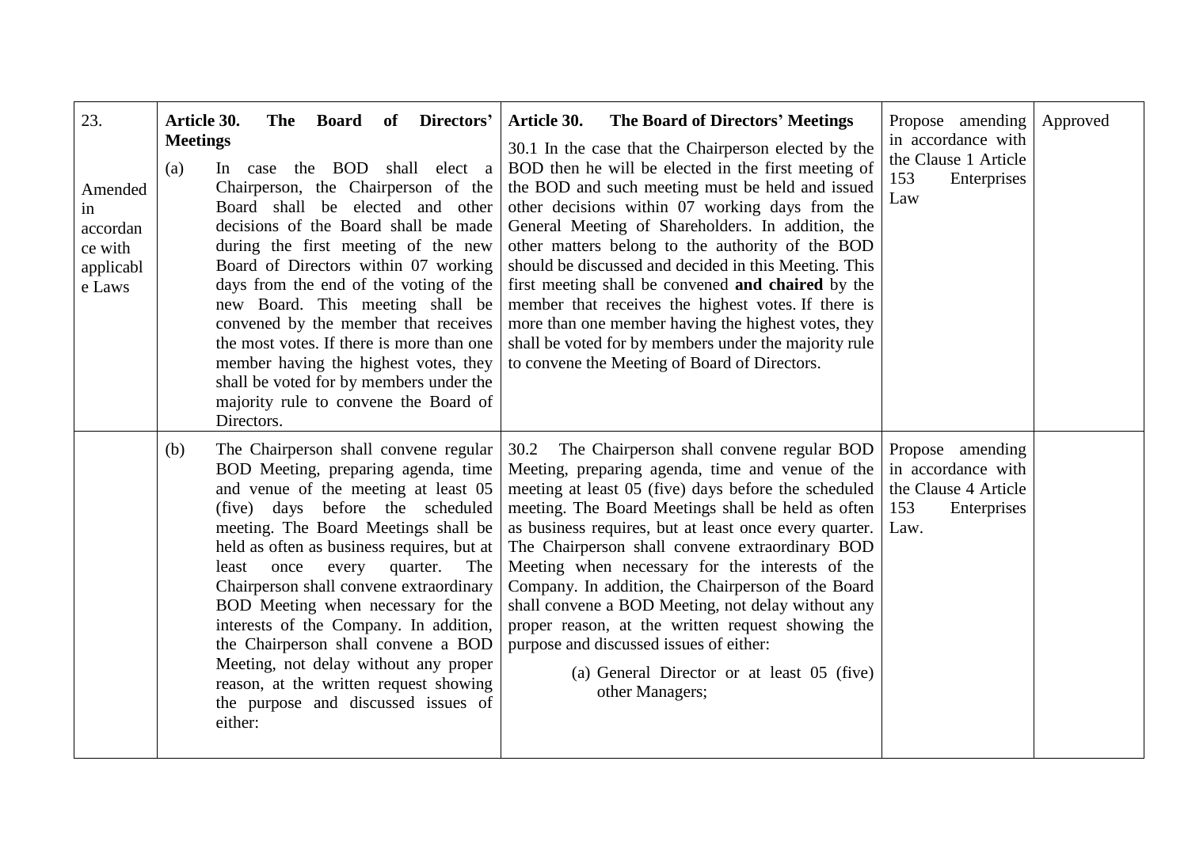| 23.<br><br>Amended in accordance with applicable Laws | **Article 30. The Board of Directors' Meetings**<br><br>(a) In case the BOD shall elect a Chairperson, the Chairperson of the Board shall be elected and other decisions of the Board shall be made during the first meeting of the new Board of Directors within 07 working days from the end of the voting of the new Board. This meeting shall be convened by the member that receives the most votes. If there is more than one member having the highest votes, they shall be voted for by members under the majority rule to convene the Board of Directors. | **Article 30. The Board of Directors' Meetings**<br><br>30.1 In the case that the Chairperson elected by the BOD then he will be elected in the first meeting of the BOD and such meeting must be held and issued other decisions within 07 working days from the General Meeting of Shareholders. In addition, the other matters belong to the authority of the BOD should be discussed and decided in this Meeting. This first meeting shall be convened **and chaired** by the member that receives the highest votes. If there is more than one member having the highest votes, they shall be voted for by members under the majority rule to convene the Meeting of Board of Directors. | Propose amending in accordance with the Clause 1 Article 153 Enterprises Law | Approved |
|---|---|---|---|---|
| | (b) The Chairperson shall convene regular BOD Meeting, preparing agenda, time and venue of the meeting at least 05 (five) days before the scheduled meeting. The Board Meetings shall be held as often as business requires, but at least once every quarter. The Chairperson shall convene extraordinary BOD Meeting when necessary for the interests of the Company. In addition, the Chairperson shall convene a BOD Meeting, not delay without any proper reason, at the written request showing the purpose and discussed issues of either: | 30.2 The Chairperson shall convene regular BOD Meeting, preparing agenda, time and venue of the meeting at least 05 (five) days before the scheduled meeting. The Board Meetings shall be held as often as business requires, but at least once every quarter. The Chairperson shall convene extraordinary BOD Meeting when necessary for the interests of the Company. In addition, the Chairperson of the Board shall convene a BOD Meeting, not delay without any proper reason, at the written request showing the purpose and discussed issues of either:<br><br>(a) General Director or at least 05 (five) other Managers; | Propose amending in accordance with the Clause 4 Article 153 Enterprises Law. | |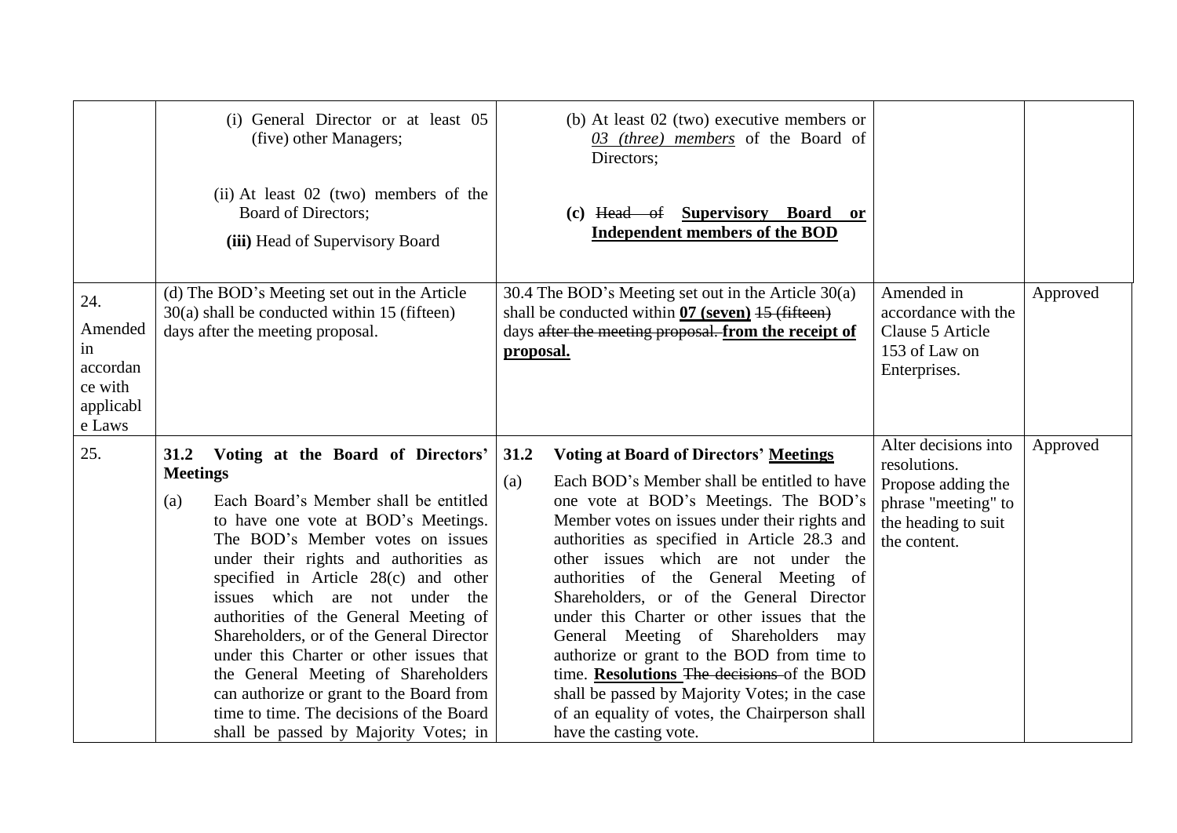| | | | | |
|---|---|---|---|---|
| | (i) General Director or at least 05 (five) other Managers;<br><br>(ii) At least 02 (two) members of the Board of Directors;<br><br>**(iii)** Head of Supervisory Board | (b) At least 02 (two) executive members or *03 (three) members* of the Board of Directors;<br><br>**(c)** ~~Head of~~ **Supervisory Board or Independent members of the BOD** | | |
| 24.<br><br>Amended in accordance with applicable Laws | (d) The BOD's Meeting set out in the Article 30(a) shall be conducted within 15 (fifteen) days after the meeting proposal. | 30.4 The BOD's Meeting set out in the Article 30(a) shall be conducted within **07 (seven)** ~~15 (fifteen)~~ days ~~after the meeting proposal.~~ **from the receipt of proposal.** | Amended in accordance with the Clause 5 Article 153 of Law on Enterprises. | Approved |
| 25. | **31.2 Voting at the Board of Directors' Meetings**<br><br>(a) Each Board's Member shall be entitled to have one vote at BOD's Meetings. The BOD's Member votes on issues under their rights and authorities as specified in Article 28(c) and other issues which are not under the authorities of the General Meeting of Shareholders, or of the General Director under this Charter or other issues that the General Meeting of Shareholders can authorize or grant to the Board from time to time. The decisions of the Board shall be passed by Majority Votes; in | **31.2 Voting at Board of Directors' Meetings**<br><br>(a) Each BOD's Member shall be entitled to have one vote at BOD's Meetings. The BOD's Member votes on issues under their rights and authorities as specified in Article 28.3 and other issues which are not under the authorities of the General Meeting of Shareholders, or of the General Director under this Charter or other issues that the General Meeting of Shareholders may authorize or grant to the BOD from time to time. **Resolutions** ~~The decisions~~ of the BOD shall be passed by Majority Votes; in the case of an equality of votes, the Chairperson shall have the casting vote. | Alter decisions into resolutions.<br>Propose adding the phrase "meeting" to the heading to suit the content. | Approved |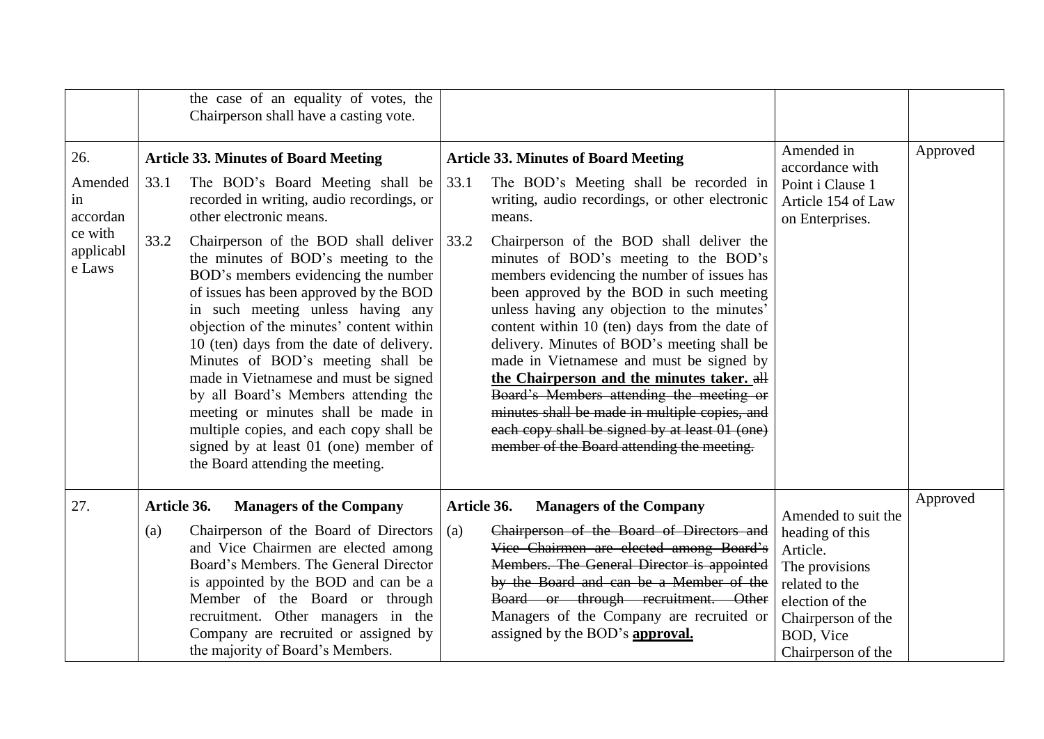| | | | | |
|---|---|---|---|---|
| | the case of an equality of votes, the Chairperson shall have a casting vote. | | | |
| 26. Amended in accordance with applicable Laws | **Article 33. Minutes of Board Meeting**<br>33.1 The BOD's Board Meeting shall be recorded in writing, audio recordings, or other electronic means.<br>33.2 Chairperson of the BOD shall deliver the minutes of BOD's meeting to the BOD's members evidencing the number of issues has been approved by the BOD in such meeting unless having any objection of the minutes' content within 10 (ten) days from the date of delivery. Minutes of BOD's meeting shall be made in Vietnamese and must be signed by all Board's Members attending the meeting or minutes shall be made in multiple copies, and each copy shall be signed by at least 01 (one) member of the Board attending the meeting. | **Article 33. Minutes of Board Meeting**<br>33.1 The BOD's Meeting shall be recorded in writing, audio recordings, or other electronic means.<br>33.2 Chairperson of the BOD shall deliver the minutes of BOD's meeting to the BOD's members evidencing the number of issues has been approved by the BOD in such meeting unless having any objection to the minutes' content within 10 (ten) days from the date of delivery. Minutes of BOD's meeting shall be made in Vietnamese and must be signed by **the Chairperson and the minutes taker.** ~~all Board's Members attending the meeting or minutes shall be made in multiple copies, and each copy shall be signed by at least 01 (one) member of the Board attending the meeting.~~ | Amended in accordance with Point i Clause 1 Article 154 of Law on Enterprises. | Approved |
| 27. | **Article 36. Managers of the Company**<br>(a) Chairperson of the Board of Directors and Vice Chairmen are elected among Board's Members. The General Director is appointed by the BOD and can be a Member of the Board or through recruitment. Other managers in the Company are recruited or assigned by the majority of Board's Members. | **Article 36. Managers of the Company**<br>(a) ~~Chairperson of the Board of Directors and Vice Chairmen are elected among Board's Members. The General Director is appointed by the Board and can be a Member of the Board or through recruitment.~~ Other Managers of the Company are recruited or assigned by the BOD's **approval.** | Amended to suit the heading of this Article.<br>The provisions related to the election of the Chairperson of the BOD, Vice Chairperson of the | Approved |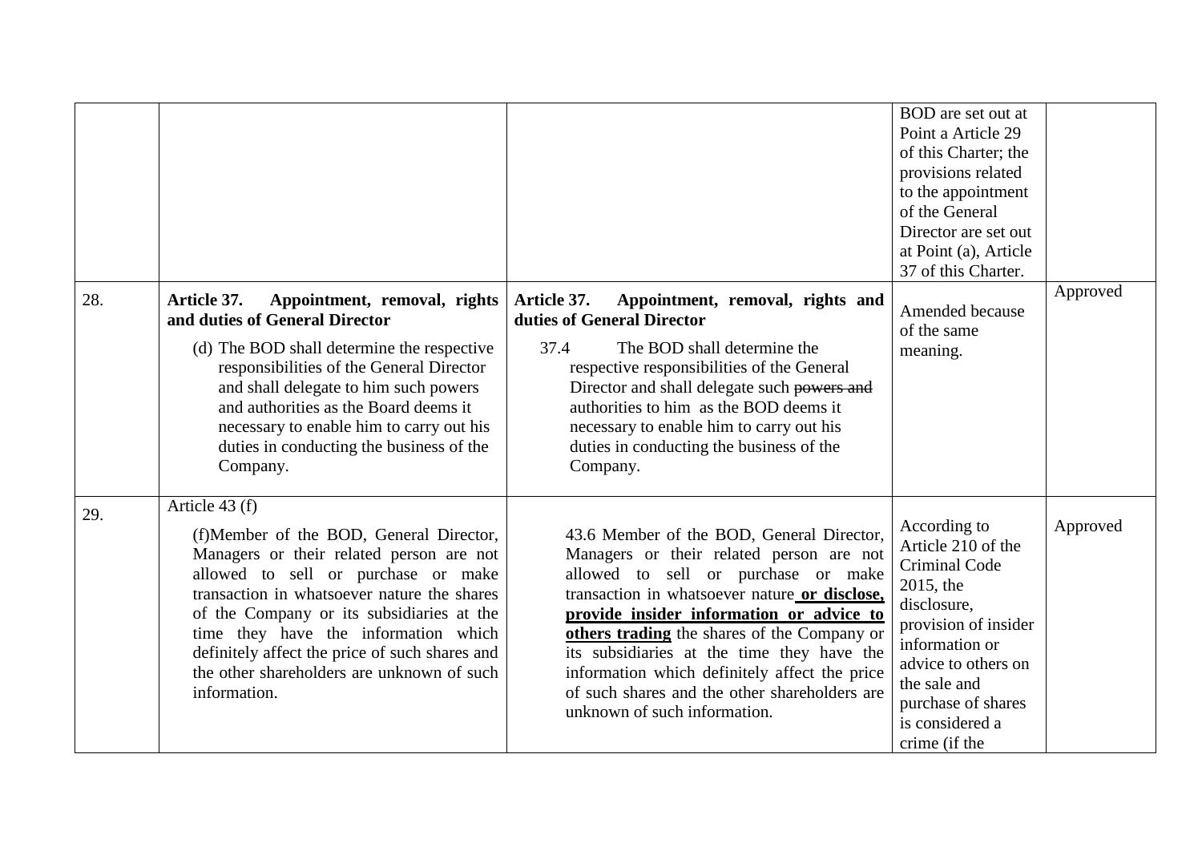| | | | | |
|---|---|---|---|---|
| | | | BOD are set out at Point a Article 29 of this Charter; the provisions related to the appointment of the General Director are set out at Point (a), Article 37 of this Charter. | |
| 28. | **Article 37. Appointment, removal, rights and duties of General Director**<br><br>(d) The BOD shall determine the respective responsibilities of the General Director and shall delegate to him such powers and authorities as the Board deems it necessary to enable him to carry out his duties in conducting the business of the Company. | **Article 37. Appointment, removal, rights and duties of General Director**<br><br>37.4 The BOD shall determine the respective responsibilities of the General Director and shall delegate such ~~powers and~~ authorities to him as the BOD deems it necessary to enable him to carry out his duties in conducting the business of the Company. | Amended because of the same meaning. | Approved |
| 29. | Article 43 (f)<br><br>(f)Member of the BOD, General Director, Managers or their related person are not allowed to sell or purchase or make transaction in whatsoever nature the shares of the Company or its subsidiaries at the time they have the information which definitely affect the price of such shares and the other shareholders are unknown of such information. | 43.6 Member of the BOD, General Director, Managers or their related person are not allowed to sell or purchase or make transaction in whatsoever nature **or disclose, provide insider information or advice to others trading** the shares of the Company or its subsidiaries at the time they have the information which definitely affect the price of such shares and the other shareholders are unknown of such information. | According to Article 210 of the Criminal Code 2015, the disclosure, provision of insider information or advice to others on the sale and purchase of shares is considered a crime (if the | Approved |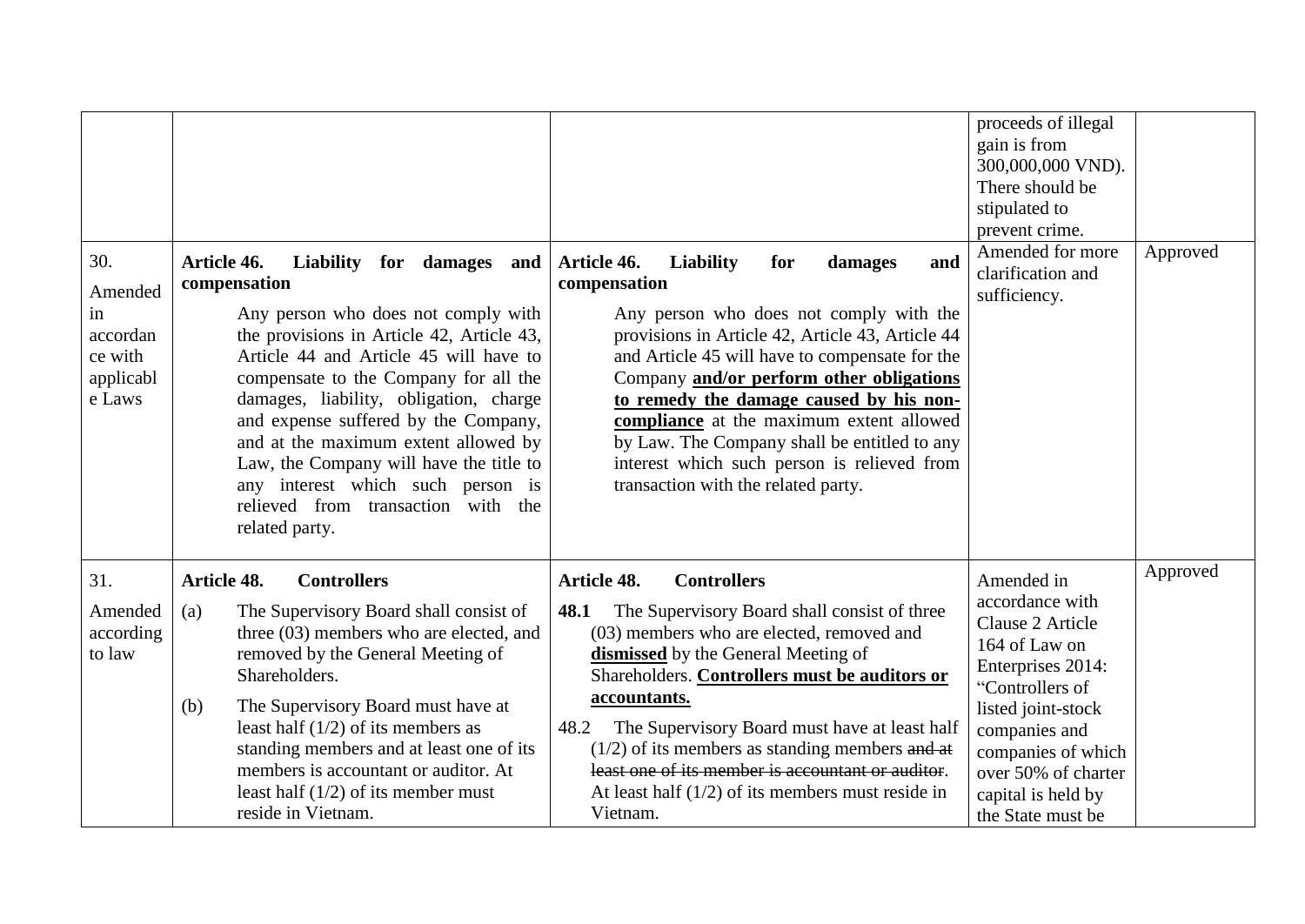| | | | proceeds of illegal gain is from 300,000,000 VND). There should be stipulated to prevent crime. | |
|---|---|---|---|---|
| 30. Amended in accordance with applicable Laws | **Article 46. Liability for damages and compensation** Any person who does not comply with the provisions in Article 42, Article 43, Article 44 and Article 45 will have to compensate to the Company for all the damages, liability, obligation, charge and expense suffered by the Company, and at the maximum extent allowed by Law, the Company will have the title to any interest which such person is relieved from transaction with the related party. | **Article 46. Liability for damages and compensation** Any person who does not comply with the provisions in Article 42, Article 43, Article 44 and Article 45 will have to compensate for the Company **and/or perform other obligations to remedy the damage caused by his non-compliance** at the maximum extent allowed by Law. The Company shall be entitled to any interest which such person is relieved from transaction with the related party. | Amended for more clarification and sufficiency. | Approved |
| 31. Amended according to law | **Article 48. Controllers** (a) The Supervisory Board shall consist of three (03) members who are elected, and removed by the General Meeting of Shareholders. (b) The Supervisory Board must have at least half (1/2) of its members as standing members and at least one of its members is accountant or auditor. At least half (1/2) of its member must reside in Vietnam. | **Article 48. Controllers** **48.1** The Supervisory Board shall consist of three (03) members who are elected, removed and **dismissed** by the General Meeting of Shareholders. **Controllers must be auditors or accountants.** 48.2 The Supervisory Board must have at least half (1/2) of its members as standing members ~~and at least one of its member is accountant or auditor~~. At least half (1/2) of its members must reside in Vietnam. | Amended in accordance with Clause 2 Article 164 of Law on Enterprises 2014: "Controllers of listed joint-stock companies and companies of which over 50% of charter capital is held by the State must be | Approved |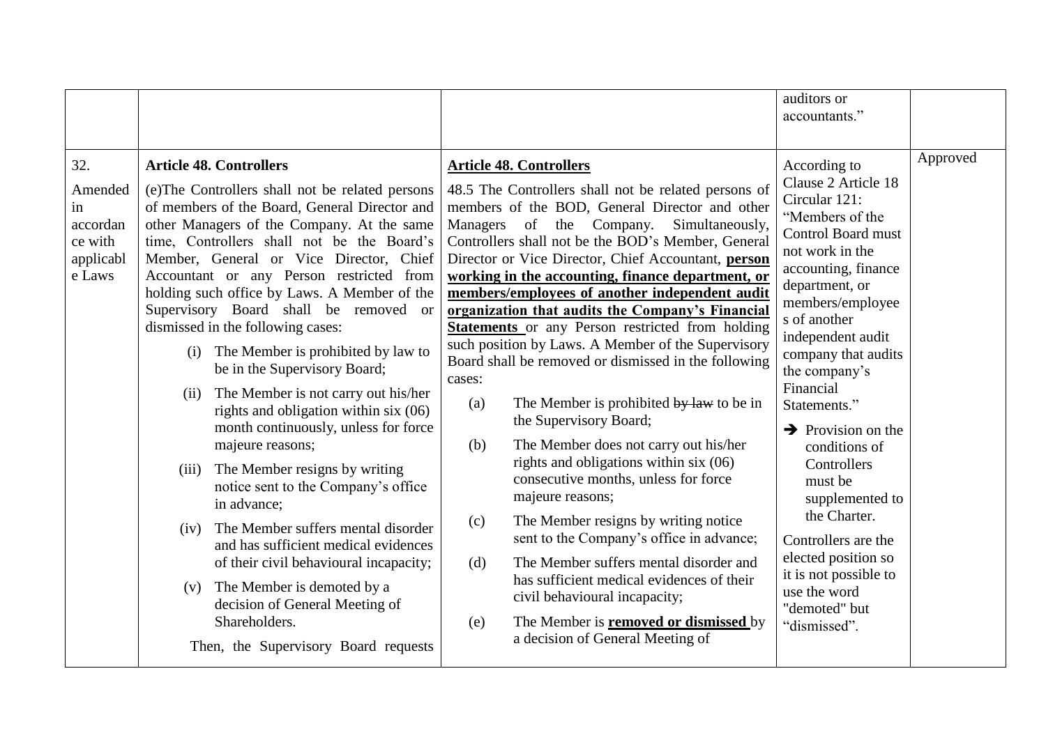| | | | auditors or accountants." | |
|---|---|---|---|---|
| 32.<br><br>Amended in accordance with applicable Laws | **Article 48. Controllers**<br><br>(e)The Controllers shall not be related persons of members of the Board, General Director and other Managers of the Company. At the same time, Controllers shall not be the Board's Member, General or Vice Director, Chief Accountant or any Person restricted from holding such office by Laws. A Member of the Supervisory Board shall be removed or dismissed in the following cases:<br><br>(i) The Member is prohibited by law to be in the Supervisory Board;<br><br>(ii) The Member is not carry out his/her rights and obligation within six (06) month continuously, unless for force majeure reasons;<br><br>(iii) The Member resigns by writing notice sent to the Company's office in advance;<br><br>(iv) The Member suffers mental disorder and has sufficient medical evidences of their civil behavioural incapacity;<br><br>(v) The Member is demoted by a decision of General Meeting of Shareholders.<br><br>Then, the Supervisory Board requests | **Article 48. Controllers**<br><br>48.5 The Controllers shall not be related persons of members of the BOD, General Director and other Managers of the Company. Simultaneously, Controllers shall not be the BOD's Member, General Director or Vice Director, Chief Accountant, **person working in the accounting, finance department, or members/employees of another independent audit organization that audits the Company's Financial Statements** or any Person restricted from holding such position by Laws. A Member of the Supervisory Board shall be removed or dismissed in the following cases:<br><br>(a) The Member is prohibited ~~by law~~ to be in the Supervisory Board;<br><br>(b) The Member does not carry out his/her rights and obligations within six (06) consecutive months, unless for force majeure reasons;<br><br>(c) The Member resigns by writing notice sent to the Company's office in advance;<br><br>(d) The Member suffers mental disorder and has sufficient medical evidences of their civil behavioural incapacity;<br><br>(e) The Member is **removed or dismissed** by a decision of General Meeting of | According to Clause 2 Article 18 Circular 121: "Members of the Control Board must not work in the accounting, finance department, or members/employees of another independent audit company that audits the company's Financial Statements."<br><br>➔ Provision on the conditions of Controllers must be supplemented to the Charter.<br><br>Controllers are the elected position so it is not possible to use the word "demoted" but "dismissed". | Approved |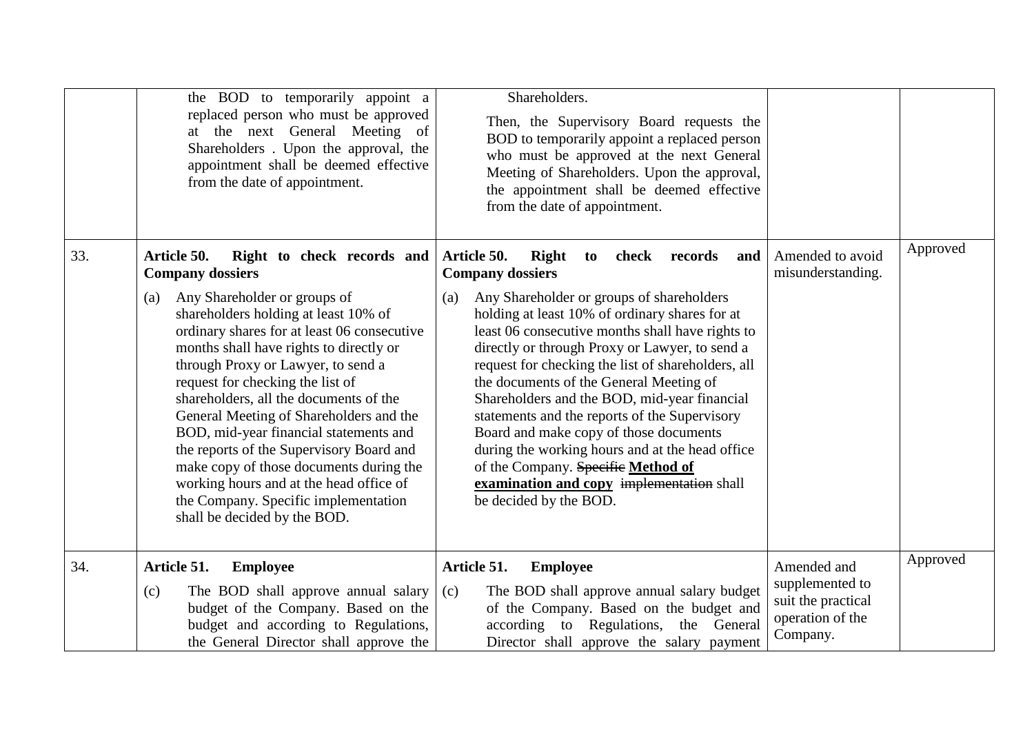| | | | | |
|---|---|---|---|---|
| | the BOD to temporarily appoint a replaced person who must be approved at the next General Meeting of Shareholders . Upon the approval, the appointment shall be deemed effective from the date of appointment. | Shareholders.<br><br>Then, the Supervisory Board requests the BOD to temporarily appoint a replaced person who must be approved at the next General Meeting of Shareholders. Upon the approval, the appointment shall be deemed effective from the date of appointment. | | |
| 33. | **Article 50. Right to check records and Company dossiers**<br><br>(a) Any Shareholder or groups of shareholders holding at least 10% of ordinary shares for at least 06 consecutive months shall have rights to directly or through Proxy or Lawyer, to send a request for checking the list of shareholders, all the documents of the General Meeting of Shareholders and the BOD, mid-year financial statements and the reports of the Supervisory Board and make copy of those documents during the working hours and at the head office of the Company. Specific implementation shall be decided by the BOD. | **Article 50. Right to check records and Company dossiers**<br><br>(a) Any Shareholder or groups of shareholders holding at least 10% of ordinary shares for at least 06 consecutive months shall have rights to directly or through Proxy or Lawyer, to send a request for checking the list of shareholders, all the documents of the General Meeting of Shareholders and the BOD, mid-year financial statements and the reports of the Supervisory Board and make copy of those documents during the working hours and at the head office of the Company. ~~Specific~~ **Method of examination and copy** ~~implementation~~ shall be decided by the BOD. | Amended to avoid misunderstanding. | Approved |
| 34. | **Article 51. Employee**<br><br>(c) The BOD shall approve annual salary budget of the Company. Based on the budget and according to Regulations, the General Director shall approve the | **Article 51. Employee**<br><br>(c) The BOD shall approve annual salary budget of the Company. Based on the budget and according to Regulations, the General Director shall approve the salary payment | Amended and supplemented to suit the practical operation of the Company. | Approved |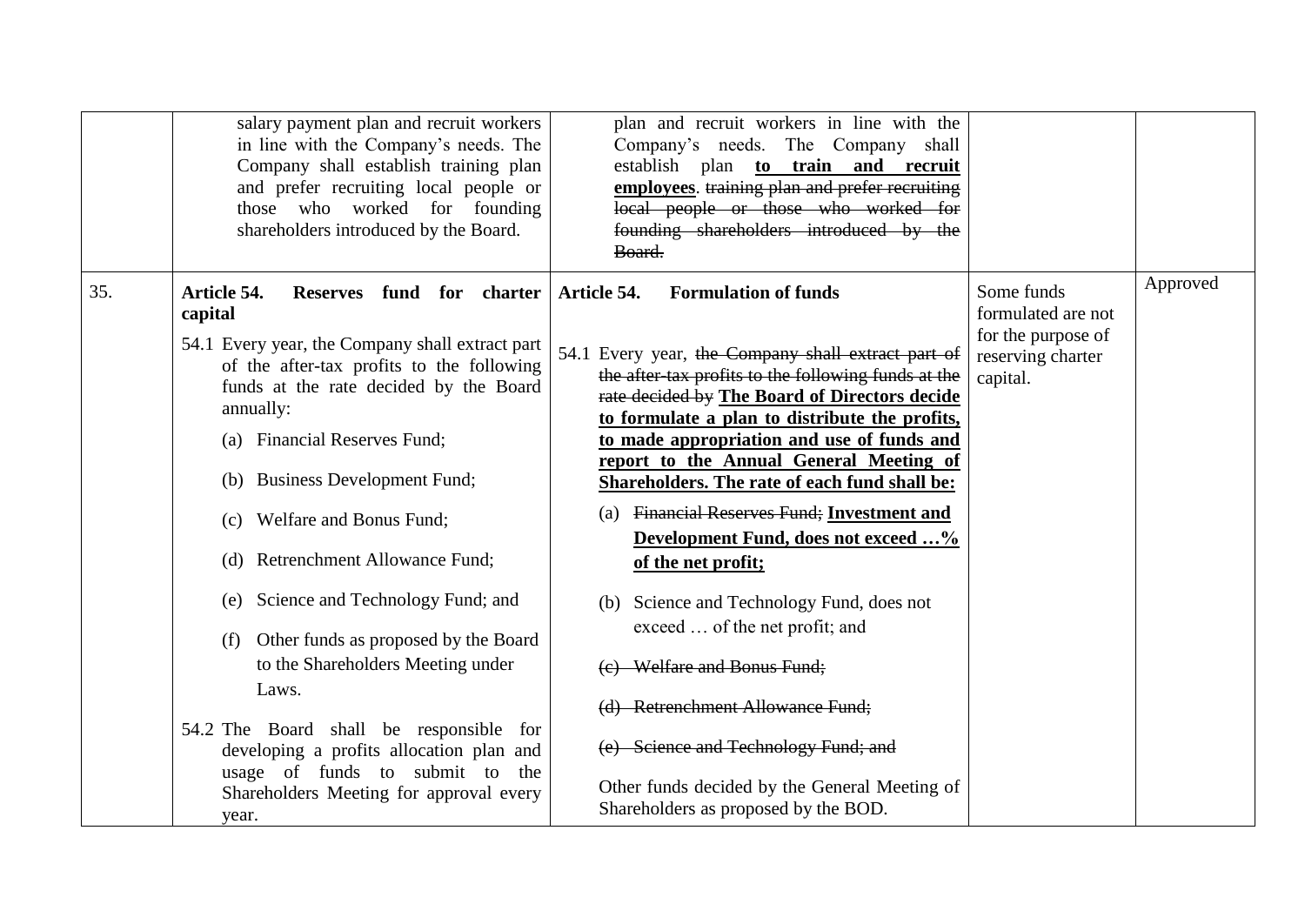| | | | | |
|---|---|---|---|---|
| | salary payment plan and recruit workers in line with the Company's needs. The Company shall establish training plan and prefer recruiting local people or those who worked for founding shareholders introduced by the Board. | plan and recruit workers in line with the Company's needs. The Company shall establish plan **to train and recruit employees**. ~~training plan and prefer recruiting local people or those who worked for founding shareholders introduced by the Board.~~ | | |
| 35. | **Article 54. Reserves fund for charter capital**<br><br>54.1 Every year, the Company shall extract part of the after-tax profits to the following funds at the rate decided by the Board annually:<br>(a) Financial Reserves Fund;<br>(b) Business Development Fund;<br>(c) Welfare and Bonus Fund;<br>(d) Retrenchment Allowance Fund;<br>(e) Science and Technology Fund; and<br>(f) Other funds as proposed by the Board to the Shareholders Meeting under Laws.<br><br>54.2 The Board shall be responsible for developing a profits allocation plan and usage of funds to submit to the Shareholders Meeting for approval every year. | **Article 54. Formulation of funds**<br><br>54.1 Every year, ~~the Company shall extract part of the after-tax profits to the following funds at the rate decided by~~ **The Board of Directors decide to formulate a plan to distribute the profits, to made appropriation and use of funds and report to the Annual General Meeting of Shareholders. The rate of each fund shall be:**<br>(a) ~~Financial Reserves Fund;~~ **Investment and Development Fund, does not exceed …% of the net profit;**<br>(b) Science and Technology Fund, does not exceed … of the net profit; and<br>~~(c) Welfare and Bonus Fund;~~<br>~~(d) Retrenchment Allowance Fund;~~<br>~~(e) Science and Technology Fund; and~~<br>Other funds decided by the General Meeting of Shareholders as proposed by the BOD. | Some funds formulated are not for the purpose of reserving charter capital. | Approved |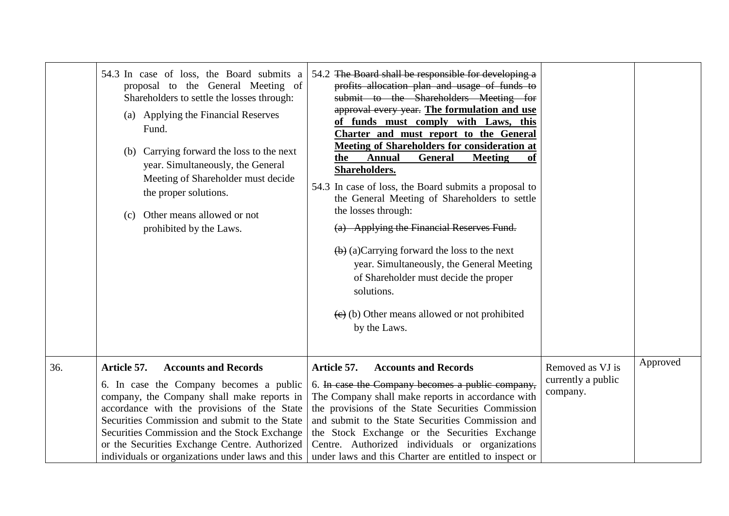| | | | | |
|---|---|---|---|---|
| | 54.3 In case of loss, the Board submits a proposal to the General Meeting of Shareholders to settle the losses through:<br>(a) Applying the Financial Reserves Fund.<br>(b) Carrying forward the loss to the next year. Simultaneously, the General Meeting of Shareholder must decide the proper solutions.<br>(c) Other means allowed or not prohibited by the Laws. | 54.2 ~~The Board shall be responsible for developing a profits allocation plan and usage of funds to submit to the Shareholders Meeting for approval every year.~~ **The formulation and use of funds must comply with Laws, this Charter and must report to the General Meeting of Shareholders for consideration at the Annual General Meeting of Shareholders.**<br>54.3 In case of loss, the Board submits a proposal to the General Meeting of Shareholders to settle the losses through:<br>~~(a) Applying the Financial Reserves Fund.~~<br>~~(b)~~ (a)Carrying forward the loss to the next year. Simultaneously, the General Meeting of Shareholder must decide the proper solutions.<br>~~(c)~~ (b) Other means allowed or not prohibited by the Laws. | | |
| 36. | **Article 57. Accounts and Records**<br>6. In case the Company becomes a public company, the Company shall make reports in accordance with the provisions of the State Securities Commission and submit to the State Securities Commission and the Stock Exchange or the Securities Exchange Centre. Authorized individuals or organizations under laws and this | **Article 57. Accounts and Records**<br>6. ~~In case the Company becomes a public company,~~ The Company shall make reports in accordance with the provisions of the State Securities Commission and submit to the State Securities Commission and the Stock Exchange or the Securities Exchange Centre. Authorized individuals or organizations under laws and this Charter are entitled to inspect or | Removed as VJ is currently a public company. | Approved |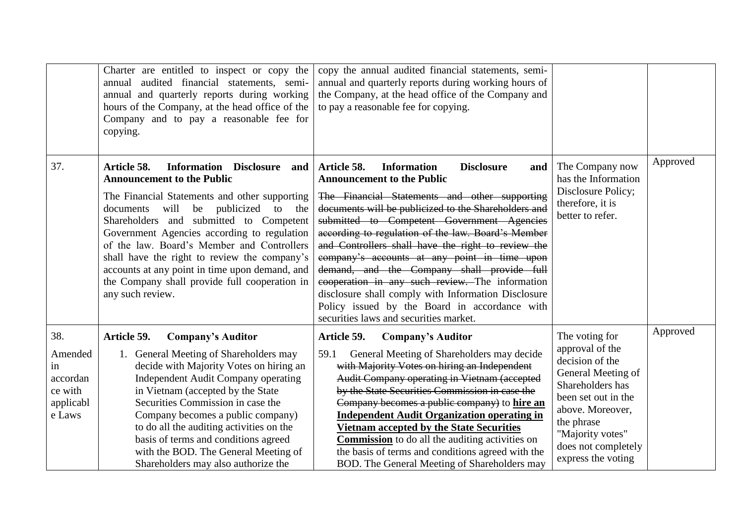| | | | | |
|---|---|---|---|---|
| | Charter are entitled to inspect or copy the annual audited financial statements, semi-annual and quarterly reports during working hours of the Company, at the head office of the Company and to pay a reasonable fee for copying. | copy the annual audited financial statements, semi-annual and quarterly reports during working hours of the Company, at the head office of the Company and to pay a reasonable fee for copying. | | |
| 37. | **Article 58. Information Disclosure and Announcement to the Public**<br><br>The Financial Statements and other supporting documents will be publicized to the Shareholders and submitted to Competent Government Agencies according to regulation of the law. Board's Member and Controllers shall have the right to review the company's accounts at any point in time upon demand, and the Company shall provide full cooperation in any such review. | **Article 58. Information Disclosure and Announcement to the Public**<br><br>~~The Financial Statements and other supporting documents will be publicized to the Shareholders and submitted to Competent Government Agencies according to regulation of the law. Board's Member and Controllers shall have the right to review the company's accounts at any point in time upon demand, and the Company shall provide full cooperation in any such review.~~ The information disclosure shall comply with Information Disclosure Policy issued by the Board in accordance with securities laws and securities market. | The Company now has the Information Disclosure Policy; therefore, it is better to refer. | Approved |
| 38.<br><br>Amended in accordance with applicable Laws | **Article 59. Company's Auditor**<br><br>1. General Meeting of Shareholders may decide with Majority Votes on hiring an Independent Audit Company operating in Vietnam (accepted by the State Securities Commission in case the Company becomes a public company) to do all the auditing activities on the basis of terms and conditions agreed with the BOD. The General Meeting of Shareholders may also authorize the | **Article 59. Company's Auditor**<br><br>59.1 General Meeting of Shareholders may decide ~~with Majority Votes on hiring an Independent Audit Company operating in Vietnam (accepted by the State Securities Commission in case the Company becomes a public company)~~ to **<u>hire an Independent Audit Organization operating in Vietnam accepted by the State Securities Commission</u>** to do all the auditing activities on the basis of terms and conditions agreed with the BOD. The General Meeting of Shareholders may | The voting for approval of the decision of the General Meeting of Shareholders has been set out in the above. Moreover, the phrase "Majority votes" does not completely express the voting | Approved |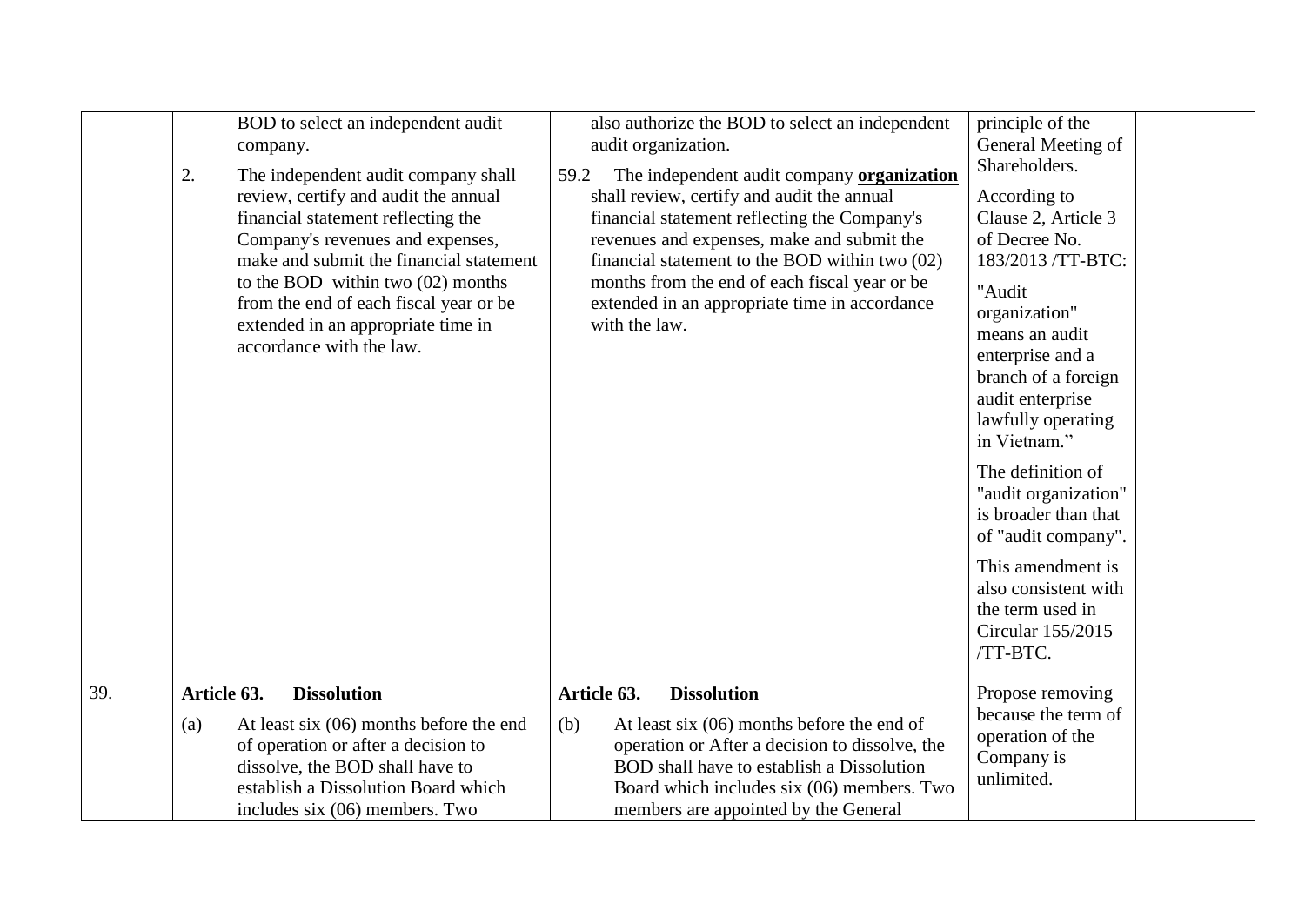| | | | | |
|---|---|---|---|---|
| | BOD to select an independent audit company.<br><br>2. The independent audit company shall review, certify and audit the annual financial statement reflecting the Company's revenues and expenses, make and submit the financial statement to the BOD within two (02) months from the end of each fiscal year or be extended in an appropriate time in accordance with the law. | also authorize the BOD to select an independent audit organization.<br><br>59.2 The independent audit ~~company~~ **organization** shall review, certify and audit the annual financial statement reflecting the Company's revenues and expenses, make and submit the financial statement to the BOD within two (02) months from the end of each fiscal year or be extended in an appropriate time in accordance with the law. | principle of the General Meeting of Shareholders.<br><br>According to Clause 2, Article 3 of Decree No. 183/2013 /TT-BTC:<br><br>"Audit organization" means an audit enterprise and a branch of a foreign audit enterprise lawfully operating in Vietnam."<br><br>The definition of "audit organization" is broader than that of "audit company".<br><br>This amendment is also consistent with the term used in Circular 155/2015 /TT-BTC. | |
| 39. | **Article 63. Dissolution**<br><br>(a) At least six (06) months before the end of operation or after a decision to dissolve, the BOD shall have to establish a Dissolution Board which includes six (06) members. Two | **Article 63. Dissolution**<br><br>(b) ~~At least six (06) months before the end of operation or~~ After a decision to dissolve, the BOD shall have to establish a Dissolution Board which includes six (06) members. Two members are appointed by the General | Propose removing because the term of operation of the Company is unlimited. | |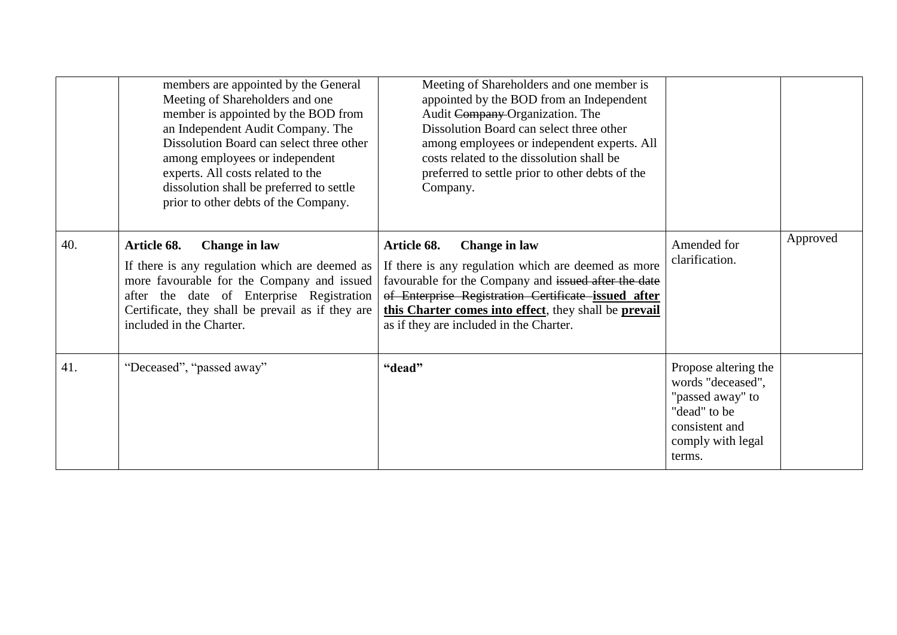| | | | | |
|---|---|---|---|---|
| | members are appointed by the General Meeting of Shareholders and one member is appointed by the BOD from an Independent Audit Company. The Dissolution Board can select three other among employees or independent experts. All costs related to the dissolution shall be preferred to settle prior to other debts of the Company. | Meeting of Shareholders and one member is appointed by the BOD from an Independent Audit ~~Company~~ Organization. The Dissolution Board can select three other among employees or independent experts. All costs related to the dissolution shall be preferred to settle prior to other debts of the Company. | | |
| 40. | **Article 68. Change in law**<br><br>If there is any regulation which are deemed as more favourable for the Company and issued after the date of Enterprise Registration Certificate, they shall be prevail as if they are included in the Charter. | **Article 68. Change in law**<br><br>If there is any regulation which are deemed as more favourable for the Company and ~~issued after the date of Enterprise Registration Certificate~~ **issued after this Charter comes into effect**, they shall be **prevail** as if they are included in the Charter. | Amended for clarification. | Approved |
| 41. | "Deceased", "passed away" | **"dead"** | Propose altering the words "deceased", "passed away" to "dead" to be consistent and comply with legal terms. | |